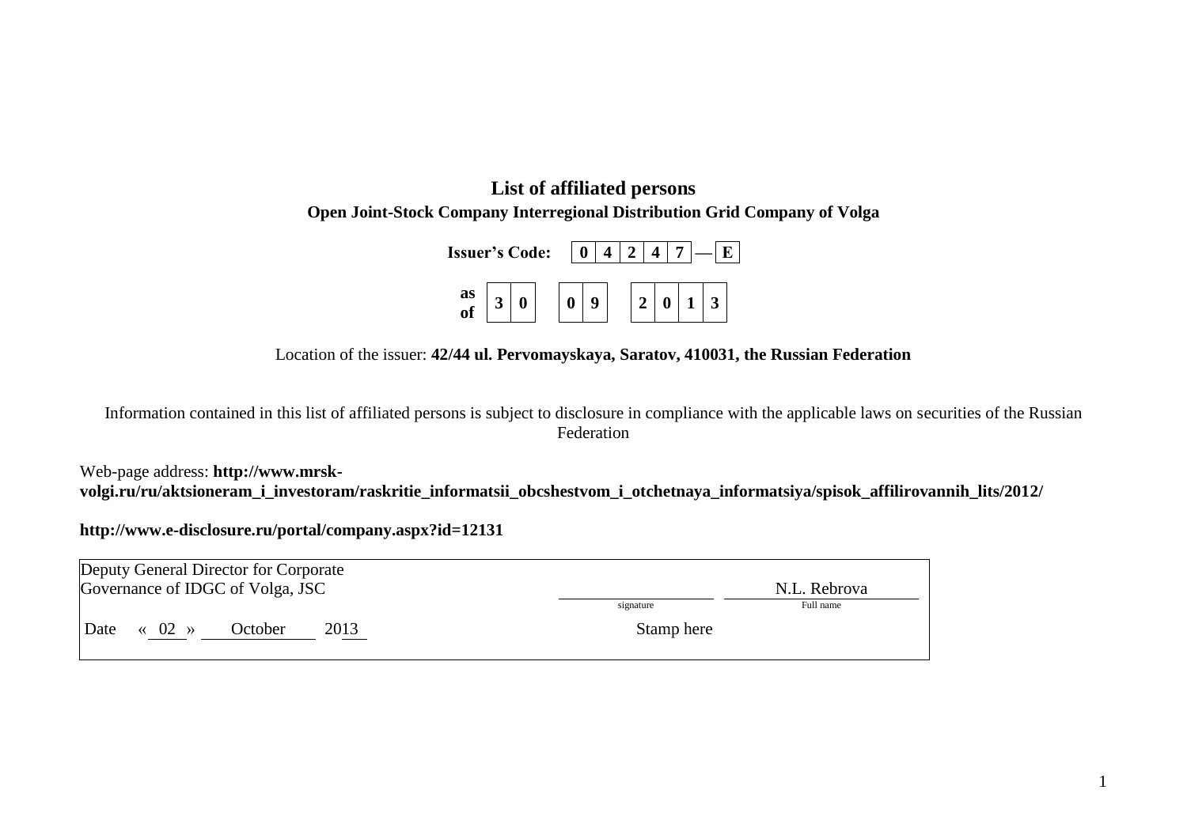# List of affiliated persons

## Open Joint-Stock Company Interregional Distribution Grid Company of Volga

**Issuer's Code:** | 0 | 4 | 2 | 4 | 7 | — | E |

**as of** | 3 | 0 | | 0 | 9 | | 2 | 0 | 1 | 3 |

Location of the issuer: **42/44 ul. Pervomayskaya, Saratov, 410031, the Russian Federation**

Information contained in this list of affiliated persons is subject to disclosure in compliance with the applicable laws on securities of the Russian Federation

Web-page address: **http://www.mrsk-volgi.ru/ru/aktsioneram_i_investoram/raskritie_informatsii_obcshestvom_i_otchetnaya_informatsiya/spisok_affilirovannih_lits/2012/**

**http://www.e-disclosure.ru/portal/company.aspx?id=12131**

| Deputy General Director for Corporate Governance of IDGC of Volga, JSC | | N.L. Rebrova |
|---|---|---|
| | signature | Full name |
| Date « 02 » October 2013 | Stamp here | |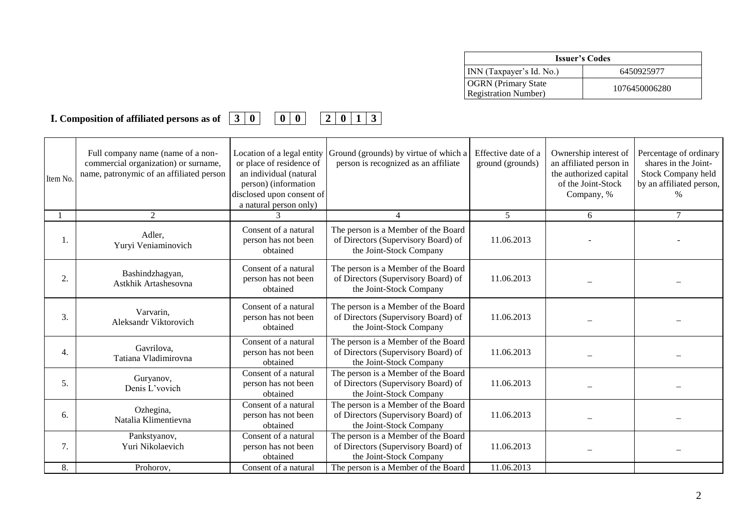| Issuer's Codes | |
|---|---|
| INN (Taxpayer's Id. No.) | 6450925977 |
| OGRN (Primary State Registration Number) | 1076450006280 |

**I. Composition of affiliated persons as of 3 0 0 0 2 0 1 3**

| Item No. | Full company name (name of a non-commercial organization) or surname, name, patronymic of an affiliated person | Location of a legal entity or place of residence of an individual (natural person) (information disclosed upon consent of a natural person only) | Ground (grounds) by virtue of which a person is recognized as an affiliate | Effective date of a ground (grounds) | Ownership interest of an affiliated person in the authorized capital of the Joint-Stock Company, % | Percentage of ordinary shares in the Joint-Stock Company held by an affiliated person, % |
|---|---|---|---|---|---|---|
| 1 | 2 | 3 | 4 | 5 | 6 | 7 |
| 1. | Adler, Yuryi Veniaminovich | Consent of a natural person has not been obtained | The person is a Member of the Board of Directors (Supervisory Board) of the Joint-Stock Company | 11.06.2013 | - | - |
| 2. | Bashindzhagyan, Astkhik Artashesovna | Consent of a natural person has not been obtained | The person is a Member of the Board of Directors (Supervisory Board) of the Joint-Stock Company | 11.06.2013 | – | – |
| 3. | Varvarin, Aleksandr Viktorovich | Consent of a natural person has not been obtained | The person is a Member of the Board of Directors (Supervisory Board) of the Joint-Stock Company | 11.06.2013 | – | – |
| 4. | Gavrilova, Tatiana Vladimirovna | Consent of a natural person has not been obtained | The person is a Member of the Board of Directors (Supervisory Board) of the Joint-Stock Company | 11.06.2013 | – | – |
| 5. | Guryanov, Denis L'vovich | Consent of a natural person has not been obtained | The person is a Member of the Board of Directors (Supervisory Board) of the Joint-Stock Company | 11.06.2013 | – | – |
| 6. | Ozhegina, Natalia Klimentievna | Consent of a natural person has not been obtained | The person is a Member of the Board of Directors (Supervisory Board) of the Joint-Stock Company | 11.06.2013 | – | – |
| 7. | Pankstyanov, Yuri Nikolaevich | Consent of a natural person has not been obtained | The person is a Member of the Board of Directors (Supervisory Board) of the Joint-Stock Company | 11.06.2013 | – | – |
| 8. | Prohorov, | Consent of a natural | The person is a Member of the Board | 11.06.2013 | | |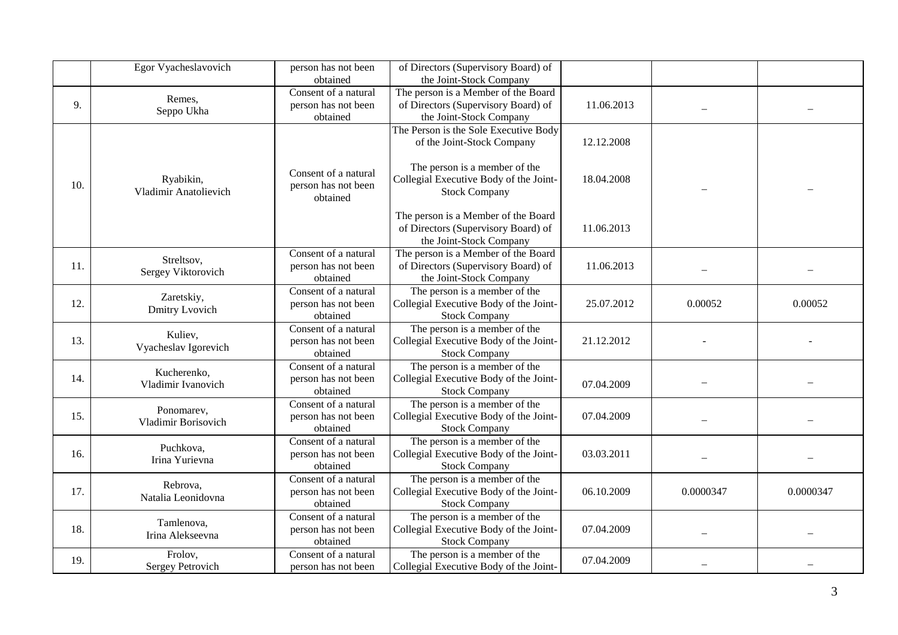|  |  |  |  |  |  |  |
|---|---|---|---|---|---|---|
|  | Egor Vyacheslavovich | person has not been obtained | of Directors (Supervisory Board) of the Joint-Stock Company |  |  |  |
| 9. | Remes, Seppo Ukha | Consent of a natural person has not been obtained | The person is a Member of the Board of Directors (Supervisory Board) of the Joint-Stock Company | 11.06.2013 | – | – |
| 10. | Ryabikin, Vladimir Anatolievich | Consent of a natural person has not been obtained | The Person is the Sole Executive Body of the Joint-Stock Company<br><br>The person is a member of the Collegial Executive Body of the Joint-Stock Company<br><br>The person is a Member of the Board of Directors (Supervisory Board) of the Joint-Stock Company | 12.12.2008<br><br>18.04.2008<br><br>11.06.2013 | – | – |
| 11. | Streltsov, Sergey Viktorovich | Consent of a natural person has not been obtained | The person is a Member of the Board of Directors (Supervisory Board) of the Joint-Stock Company | 11.06.2013 | – | – |
| 12. | Zaretskiy, Dmitry Lvovich | Consent of a natural person has not been obtained | The person is a member of the Collegial Executive Body of the Joint-Stock Company | 25.07.2012 | 0.00052 | 0.00052 |
| 13. | Kuliev, Vyacheslav Igorevich | Consent of a natural person has not been obtained | The person is a member of the Collegial Executive Body of the Joint-Stock Company | 21.12.2012 | - | - |
| 14. | Kucherenko, Vladimir Ivanovich | Consent of a natural person has not been obtained | The person is a member of the Collegial Executive Body of the Joint-Stock Company | 07.04.2009 | – | – |
| 15. | Ponomarev, Vladimir Borisovich | Consent of a natural person has not been obtained | The person is a member of the Collegial Executive Body of the Joint-Stock Company | 07.04.2009 | – | – |
| 16. | Puchkova, Irina Yurievna | Consent of a natural person has not been obtained | The person is a member of the Collegial Executive Body of the Joint-Stock Company | 03.03.2011 | – | – |
| 17. | Rebrova, Natalia Leonidovna | Consent of a natural person has not been obtained | The person is a member of the Collegial Executive Body of the Joint-Stock Company | 06.10.2009 | 0.0000347 | 0.0000347 |
| 18. | Tamlenova, Irina Alekseevna | Consent of a natural person has not been obtained | The person is a member of the Collegial Executive Body of the Joint-Stock Company | 07.04.2009 | – | – |
| 19. | Frolov, Sergey Petrovich | Consent of a natural person has not been | The person is a member of the Collegial Executive Body of the Joint- | 07.04.2009 | – | – |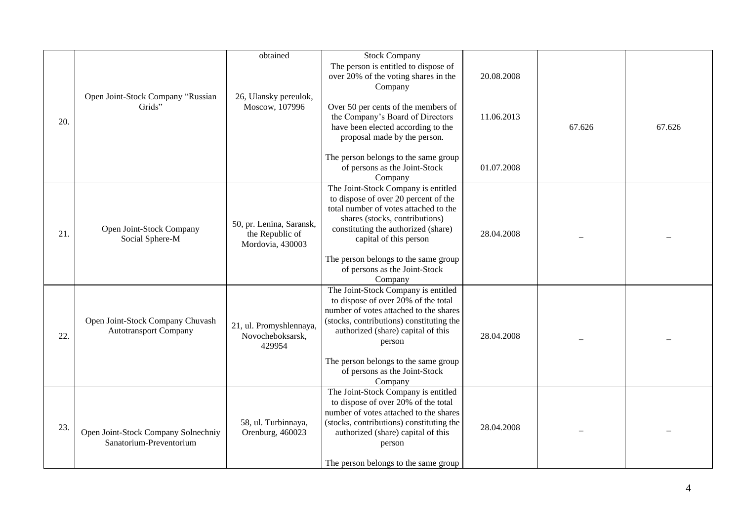| | | obtained | Stock Company | | | |
|---|---|---|---|---|---|---|
| 20. | Open Joint-Stock Company "Russian Grids" | 26, Ulansky pereulok, Moscow, 107996 | The person is entitled to dispose of over 20% of the voting shares in the Company<br><br>Over 50 per cents of the members of the Company's Board of Directors have been elected according to the proposal made by the person.<br><br>The person belongs to the same group of persons as the Joint-Stock Company | 20.08.2008<br><br>11.06.2013<br><br>01.07.2008 | 67.626 | 67.626 |
| 21. | Open Joint-Stock Company Social Sphere-M | 50, pr. Lenina, Saransk, the Republic of Mordovia, 430003 | The Joint-Stock Company is entitled to dispose of over 20 percent of the total number of votes attached to the shares (stocks, contributions) constituting the authorized (share) capital of this person<br><br>The person belongs to the same group of persons as the Joint-Stock Company | 28.04.2008 | – | – |
| 22. | Open Joint-Stock Company Chuvash Autotransport Company | 21, ul. Promyshlennaya, Novocheboksarsk, 429954 | The Joint-Stock Company is entitled to dispose of over 20% of the total number of votes attached to the shares (stocks, contributions) constituting the authorized (share) capital of this person<br><br>The person belongs to the same group of persons as the Joint-Stock Company | 28.04.2008 | – | – |
| 23. | Open Joint-Stock Company Solnechniy Sanatorium-Preventorium | 58, ul. Turbinnaya, Orenburg, 460023 | The Joint-Stock Company is entitled to dispose of over 20% of the total number of votes attached to the shares (stocks, contributions) constituting the authorized (share) capital of this person<br><br>The person belongs to the same group | 28.04.2008 | – | – |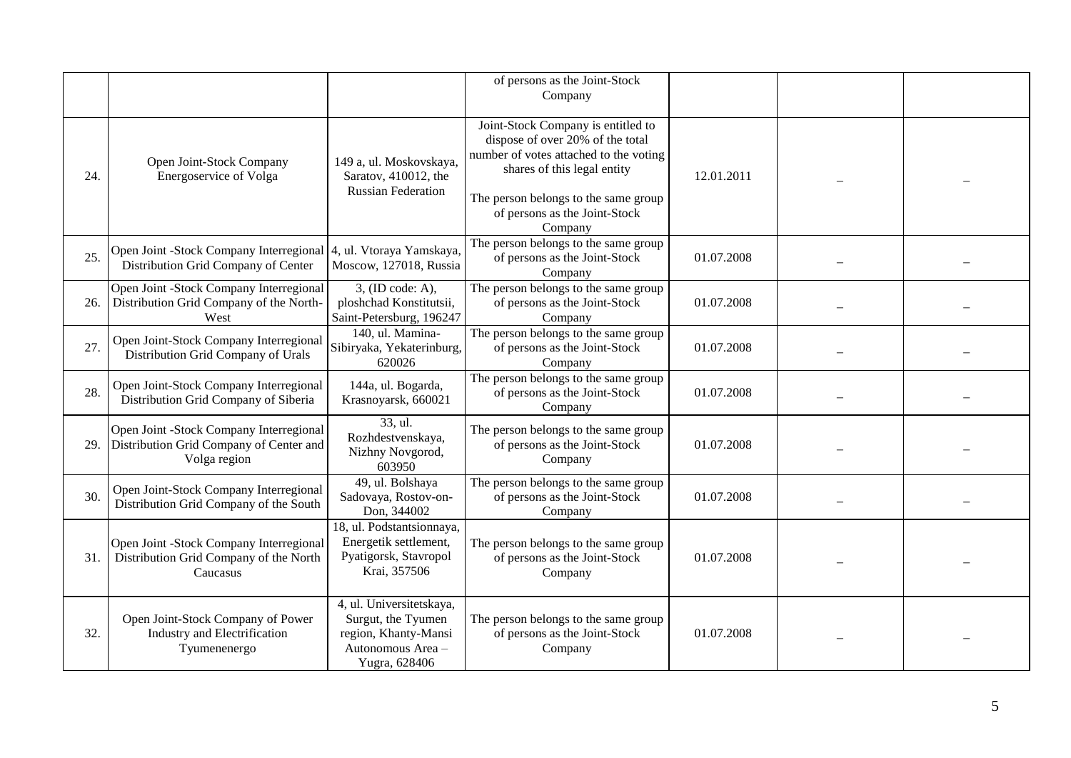| | | | | | | |
|---|---|---|---|---|---|---|
| | | | of persons as the Joint-Stock Company | | | |
| 24. | Open Joint-Stock Company Energoservice of Volga | 149 a, ul. Moskovskaya, Saratov, 410012, the Russian Federation | Joint-Stock Company is entitled to dispose of over 20% of the total number of votes attached to the voting shares of this legal entity<br><br>The person belongs to the same group of persons as the Joint-Stock Company | 12.01.2011 | – | – |
| 25. | Open Joint -Stock Company Interregional Distribution Grid Company of Center | 4, ul. Vtoraya Yamskaya, Moscow, 127018, Russia | The person belongs to the same group of persons as the Joint-Stock Company | 01.07.2008 | – | – |
| 26. | Open Joint -Stock Company Interregional Distribution Grid Company of the North-West | 3, (ID code: A), ploshchad Konstitutsii, Saint-Petersburg, 196247 | The person belongs to the same group of persons as the Joint-Stock Company | 01.07.2008 | – | – |
| 27. | Open Joint-Stock Company Interregional Distribution Grid Company of Urals | 140, ul. Mamina-Sibiryaka, Yekaterinburg, 620026 | The person belongs to the same group of persons as the Joint-Stock Company | 01.07.2008 | – | – |
| 28. | Open Joint-Stock Company Interregional Distribution Grid Company of Siberia | 144a, ul. Bogarda, Krasnoyarsk, 660021 | The person belongs to the same group of persons as the Joint-Stock Company | 01.07.2008 | – | – |
| 29. | Open Joint -Stock Company Interregional Distribution Grid Company of Center and Volga region | 33, ul. Rozhdestvenskaya, Nizhny Novgorod, 603950 | The person belongs to the same group of persons as the Joint-Stock Company | 01.07.2008 | – | – |
| 30. | Open Joint-Stock Company Interregional Distribution Grid Company of the South | 49, ul. Bolshaya Sadovaya, Rostov-on-Don, 344002 | The person belongs to the same group of persons as the Joint-Stock Company | 01.07.2008 | – | – |
| 31. | Open Joint -Stock Company Interregional Distribution Grid Company of the North Caucasus | 18, ul. Podstantsionnaya, Energetik settlement, Pyatigorsk, Stavropol Krai, 357506 | The person belongs to the same group of persons as the Joint-Stock Company | 01.07.2008 | – | – |
| 32. | Open Joint-Stock Company of Power Industry and Electrification Tyumenenergo | 4, ul. Universitetskaya, Surgut, the Tyumen region, Khanty-Mansi Autonomous Area – Yugra, 628406 | The person belongs to the same group of persons as the Joint-Stock Company | 01.07.2008 | – | – |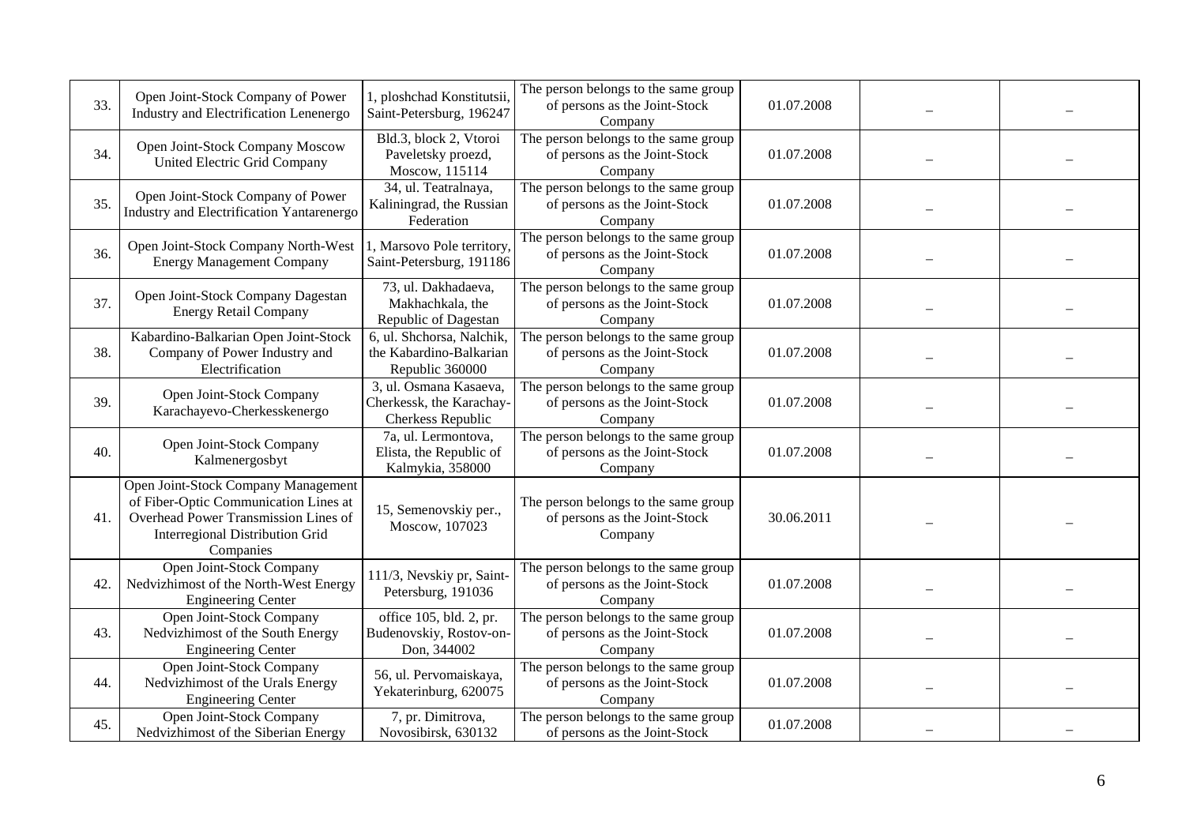| | | | | | | |
|---|---|---|---|---|---|---|
| 33. | Open Joint-Stock Company of Power Industry and Electrification Lenenergo | 1, ploshchad Konstitutsii, Saint-Petersburg, 196247 | The person belongs to the same group of persons as the Joint-Stock Company | 01.07.2008 | – | – |
| 34. | Open Joint-Stock Company Moscow United Electric Grid Company | Bld.3, block 2, Vtoroi Paveletsky proezd, Moscow, 115114 | The person belongs to the same group of persons as the Joint-Stock Company | 01.07.2008 | – | – |
| 35. | Open Joint-Stock Company of Power Industry and Electrification Yantarenergo | 34, ul. Teatralnaya, Kaliningrad, the Russian Federation | The person belongs to the same group of persons as the Joint-Stock Company | 01.07.2008 | – | – |
| 36. | Open Joint-Stock Company North-West Energy Management Company | 1, Marsovo Pole territory, Saint-Petersburg, 191186 | The person belongs to the same group of persons as the Joint-Stock Company | 01.07.2008 | – | – |
| 37. | Open Joint-Stock Company Dagestan Energy Retail Company | 73, ul. Dakhadaeva, Makhachkala, the Republic of Dagestan | The person belongs to the same group of persons as the Joint-Stock Company | 01.07.2008 | – | – |
| 38. | Kabardino-Balkarian Open Joint-Stock Company of Power Industry and Electrification | 6, ul. Shchorsa, Nalchik, the Kabardino-Balkarian Republic 360000 | The person belongs to the same group of persons as the Joint-Stock Company | 01.07.2008 | – | – |
| 39. | Open Joint-Stock Company Karachayevo-Cherkesskenergo | 3, ul. Osmana Kasaeva, Cherkessk, the Karachay-Cherkess Republic | The person belongs to the same group of persons as the Joint-Stock Company | 01.07.2008 | – | – |
| 40. | Open Joint-Stock Company Kalmenergosbyt | 7a, ul. Lermontova, Elista, the Republic of Kalmykia, 358000 | The person belongs to the same group of persons as the Joint-Stock Company | 01.07.2008 | – | – |
| 41. | Open Joint-Stock Company Management of Fiber-Optic Communication Lines at Overhead Power Transmission Lines of Interregional Distribution Grid Companies | 15, Semenovskiy per., Moscow, 107023 | The person belongs to the same group of persons as the Joint-Stock Company | 30.06.2011 | – | – |
| 42. | Open Joint-Stock Company Nedvizhimost of the North-West Energy Engineering Center | 111/3, Nevskiy pr, Saint-Petersburg, 191036 | The person belongs to the same group of persons as the Joint-Stock Company | 01.07.2008 | – | – |
| 43. | Open Joint-Stock Company Nedvizhimost of the South Energy Engineering Center | office 105, bld. 2, pr. Budenovskiy, Rostov-on-Don, 344002 | The person belongs to the same group of persons as the Joint-Stock Company | 01.07.2008 | – | – |
| 44. | Open Joint-Stock Company Nedvizhimost of the Urals Energy Engineering Center | 56, ul. Pervomaiskaya, Yekaterinburg, 620075 | The person belongs to the same group of persons as the Joint-Stock Company | 01.07.2008 | – | – |
| 45. | Open Joint-Stock Company Nedvizhimost of the Siberian Energy | 7, pr. Dimitrova, Novosibirsk, 630132 | The person belongs to the same group of persons as the Joint-Stock | 01.07.2008 | – | – |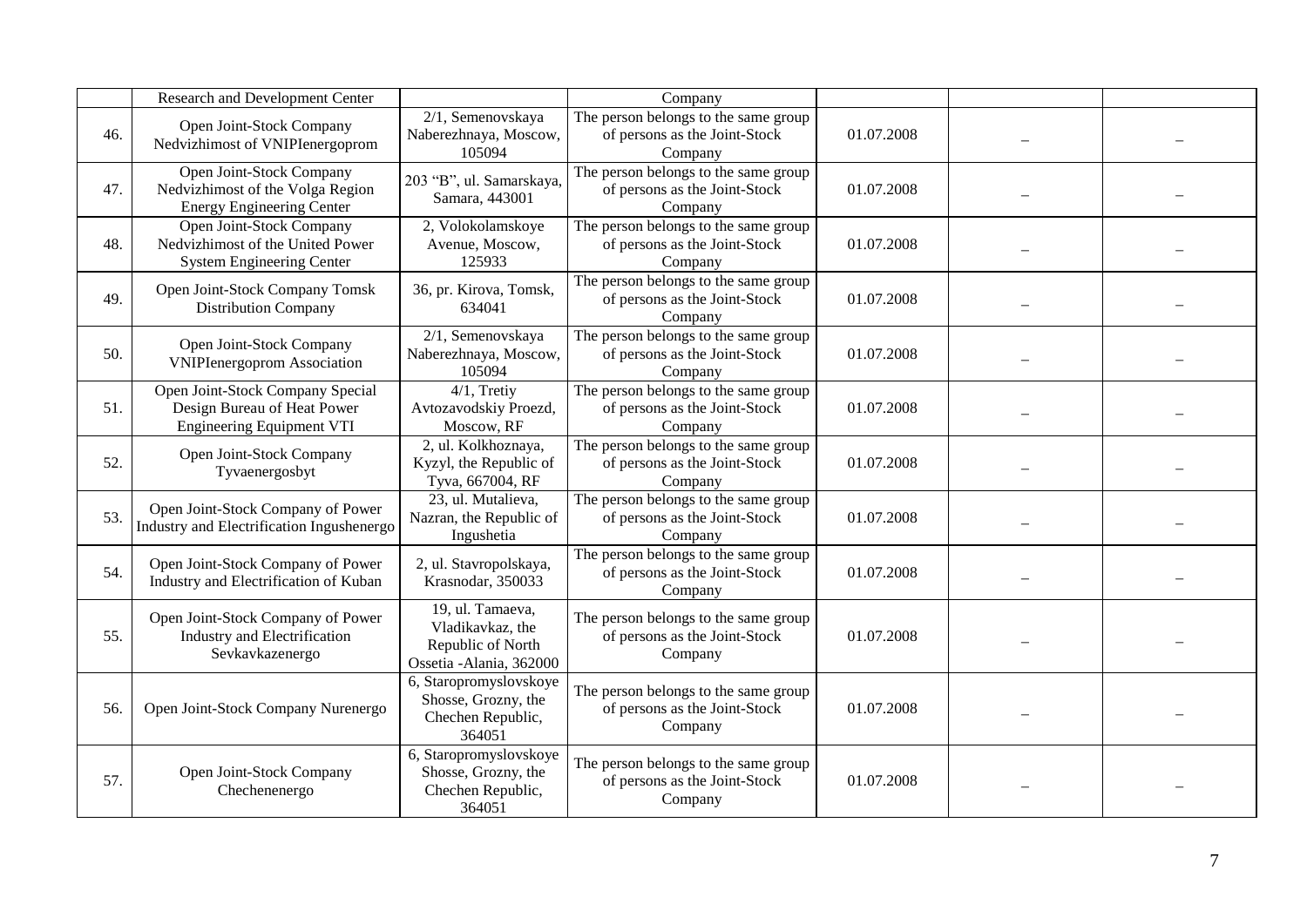| | | | | | | |
|---|---|---|---|---|---|---|
| | Research and Development Center | | Company | | | |
| 46. | Open Joint-Stock Company Nedvizhimost of VNIPIenergoprom | 2/1, Semenovskaya Naberezhnaya, Moscow, 105094 | The person belongs to the same group of persons as the Joint-Stock Company | 01.07.2008 | – | – |
| 47. | Open Joint-Stock Company Nedvizhimost of the Volga Region Energy Engineering Center | 203 "B", ul. Samarskaya, Samara, 443001 | The person belongs to the same group of persons as the Joint-Stock Company | 01.07.2008 | – | – |
| 48. | Open Joint-Stock Company Nedvizhimost of the United Power System Engineering Center | 2, Volokolamskoye Avenue, Moscow, 125933 | The person belongs to the same group of persons as the Joint-Stock Company | 01.07.2008 | – | – |
| 49. | Open Joint-Stock Company Tomsk Distribution Company | 36, pr. Kirova, Tomsk, 634041 | The person belongs to the same group of persons as the Joint-Stock Company | 01.07.2008 | – | – |
| 50. | Open Joint-Stock Company VNIPIenergoprom Association | 2/1, Semenovskaya Naberezhnaya, Moscow, 105094 | The person belongs to the same group of persons as the Joint-Stock Company | 01.07.2008 | – | – |
| 51. | Open Joint-Stock Company Special Design Bureau of Heat Power Engineering Equipment VTI | 4/1, Tretiy Avtozavodskiy Proezd, Moscow, RF | The person belongs to the same group of persons as the Joint-Stock Company | 01.07.2008 | – | – |
| 52. | Open Joint-Stock Company Tyvaenergosbyt | 2, ul. Kolkhoznaya, Kyzyl, the Republic of Tyva, 667004, RF | The person belongs to the same group of persons as the Joint-Stock Company | 01.07.2008 | – | – |
| 53. | Open Joint-Stock Company of Power Industry and Electrification Ingushenergo | 23, ul. Mutalieva, Nazran, the Republic of Ingushetia | The person belongs to the same group of persons as the Joint-Stock Company | 01.07.2008 | – | – |
| 54. | Open Joint-Stock Company of Power Industry and Electrification of Kuban | 2, ul. Stavropolskaya, Krasnodar, 350033 | The person belongs to the same group of persons as the Joint-Stock Company | 01.07.2008 | – | – |
| 55. | Open Joint-Stock Company of Power Industry and Electrification Sevkavkazenergo | 19, ul. Tamaeva, Vladikavkaz, the Republic of North Ossetia -Alania, 362000 | The person belongs to the same group of persons as the Joint-Stock Company | 01.07.2008 | – | – |
| 56. | Open Joint-Stock Company Nurenergo | 6, Staropromyslovskoye Shosse, Grozny, the Chechen Republic, 364051 | The person belongs to the same group of persons as the Joint-Stock Company | 01.07.2008 | – | – |
| 57. | Open Joint-Stock Company Chechenenergo | 6, Staropromyslovskoye Shosse, Grozny, the Chechen Republic, 364051 | The person belongs to the same group of persons as the Joint-Stock Company | 01.07.2008 | – | – |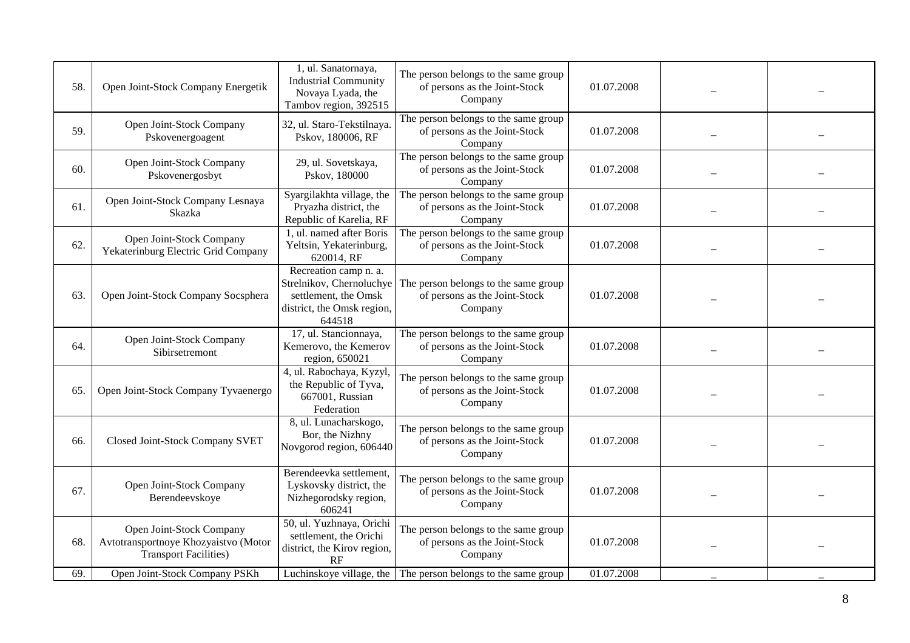| | | | | | | |
|---|---|---|---|---|---|---|
| 58. | Open Joint-Stock Company Energetik | 1, ul. Sanatornaya, Industrial Community Novaya Lyada, the Tambov region, 392515 | The person belongs to the same group of persons as the Joint-Stock Company | 01.07.2008 | – | – |
| 59. | Open Joint-Stock Company Pskovenergoagent | 32, ul. Staro-Tekstilnaya. Pskov, 180006, RF | The person belongs to the same group of persons as the Joint-Stock Company | 01.07.2008 | – | – |
| 60. | Open Joint-Stock Company Pskovenergosbyt | 29, ul. Sovetskaya, Pskov, 180000 | The person belongs to the same group of persons as the Joint-Stock Company | 01.07.2008 | – | – |
| 61. | Open Joint-Stock Company Lesnaya Skazka | Syargilakhta village, the Pryazha district, the Republic of Karelia, RF | The person belongs to the same group of persons as the Joint-Stock Company | 01.07.2008 | – | – |
| 62. | Open Joint-Stock Company Yekaterinburg Electric Grid Company | 1, ul. named after Boris Yeltsin, Yekaterinburg, 620014, RF | The person belongs to the same group of persons as the Joint-Stock Company | 01.07.2008 | – | – |
| 63. | Open Joint-Stock Company Socsphera | Recreation camp n. a. Strelnikov, Chernoluchye settlement, the Omsk district, the Omsk region, 644518 | The person belongs to the same group of persons as the Joint-Stock Company | 01.07.2008 | – | – |
| 64. | Open Joint-Stock Company Sibirsetremont | 17, ul. Stancionnaya, Kemerovo, the Kemerov region, 650021 | The person belongs to the same group of persons as the Joint-Stock Company | 01.07.2008 | – | – |
| 65. | Open Joint-Stock Company Tyvaenergo | 4, ul. Rabochaya, Kyzyl, the Republic of Tyva, 667001, Russian Federation | The person belongs to the same group of persons as the Joint-Stock Company | 01.07.2008 | – | – |
| 66. | Closed Joint-Stock Company SVET | 8, ul. Lunacharskogo, Bor, the Nizhny Novgorod region, 606440 | The person belongs to the same group of persons as the Joint-Stock Company | 01.07.2008 | – | – |
| 67. | Open Joint-Stock Company Berendeevskoye | Berendeevka settlement, Lyskovsky district, the Nizhegorodsky region, 606241 | The person belongs to the same group of persons as the Joint-Stock Company | 01.07.2008 | – | – |
| 68. | Open Joint-Stock Company Avtotransportnoye Khozyaistvo (Motor Transport Facilities) | 50, ul. Yuzhnaya, Orichi settlement, the Orichi district, the Kirov region, RF | The person belongs to the same group of persons as the Joint-Stock Company | 01.07.2008 | – | – |
| 69. | Open Joint-Stock Company PSKh | Luchinskoye village, the | The person belongs to the same group | 01.07.2008 | – | – |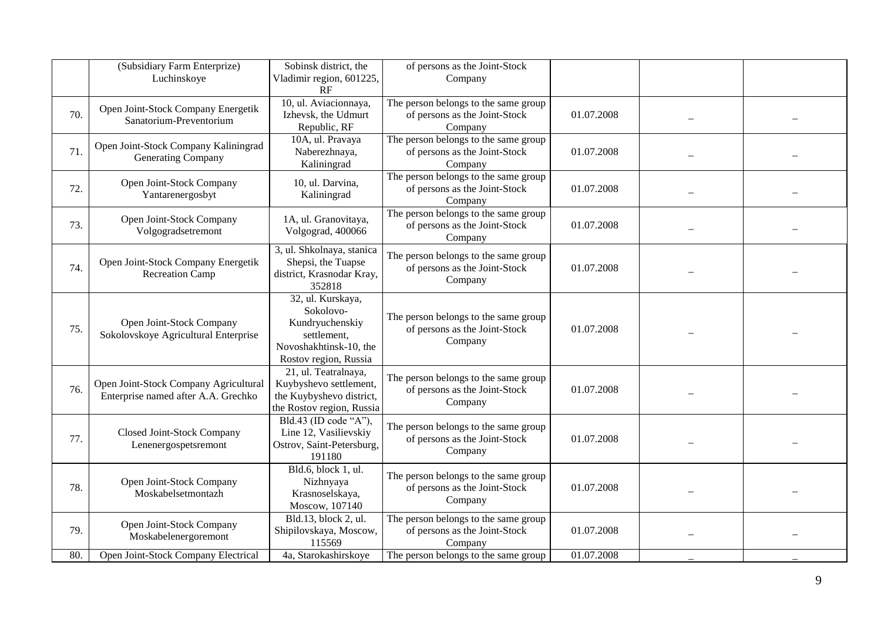|  |  |  |  |  |  |  |
|---|---|---|---|---|---|---|
|  | (Subsidiary Farm Enterprize) Luchinskoye | Sobinsk district, the Vladimir region, 601225, RF | of persons as the Joint-Stock Company |  |  |  |
| 70. | Open Joint-Stock Company Energetik Sanatorium-Preventorium | 10, ul. Aviacionnaya, Izhevsk, the Udmurt Republic, RF | The person belongs to the same group of persons as the Joint-Stock Company | 01.07.2008 | – | – |
| 71. | Open Joint-Stock Company Kaliningrad Generating Company | 10A, ul. Pravaya Naberezhnaya, Kaliningrad | The person belongs to the same group of persons as the Joint-Stock Company | 01.07.2008 | – | – |
| 72. | Open Joint-Stock Company Yantarenergosbyt | 10, ul. Darvina, Kaliningrad | The person belongs to the same group of persons as the Joint-Stock Company | 01.07.2008 | – | – |
| 73. | Open Joint-Stock Company Volgogradsetremont | 1A, ul. Granovitaya, Volgograd, 400066 | The person belongs to the same group of persons as the Joint-Stock Company | 01.07.2008 | – | – |
| 74. | Open Joint-Stock Company Energetik Recreation Camp | 3, ul. Shkolnaya, stanica Shepsi, the Tuapse district, Krasnodar Kray, 352818 | The person belongs to the same group of persons as the Joint-Stock Company | 01.07.2008 | – | – |
| 75. | Open Joint-Stock Company Sokolovskoye Agricultural Enterprise | 32, ul. Kurskaya, Sokolovo-Kundryuchenskiy settlement, Novoshakhtinsk-10, the Rostov region, Russia | The person belongs to the same group of persons as the Joint-Stock Company | 01.07.2008 | – | – |
| 76. | Open Joint-Stock Company Agricultural Enterprise named after A.A. Grechko | 21, ul. Teatralnaya, Kuybyshevo settlement, the Kuybyshevo district, the Rostov region, Russia | The person belongs to the same group of persons as the Joint-Stock Company | 01.07.2008 | – | – |
| 77. | Closed Joint-Stock Company Lenenergospetsremont | Bld.43 (ID code "A"), Line 12, Vasilievskiy Ostrov, Saint-Petersburg, 191180 | The person belongs to the same group of persons as the Joint-Stock Company | 01.07.2008 | – | – |
| 78. | Open Joint-Stock Company Moskabelsetmontazh | Bld.6, block 1, ul. Nizhnyaya Krasnoselskaya, Moscow, 107140 | The person belongs to the same group of persons as the Joint-Stock Company | 01.07.2008 | – | – |
| 79. | Open Joint-Stock Company Moskabelenergoremont | Bld.13, block 2, ul. Shipilovskaya, Moscow, 115569 | The person belongs to the same group of persons as the Joint-Stock Company | 01.07.2008 | – | – |
| 80. | Open Joint-Stock Company Electrical | 4a, Starokashirskoye | The person belongs to the same group | 01.07.2008 | – | – |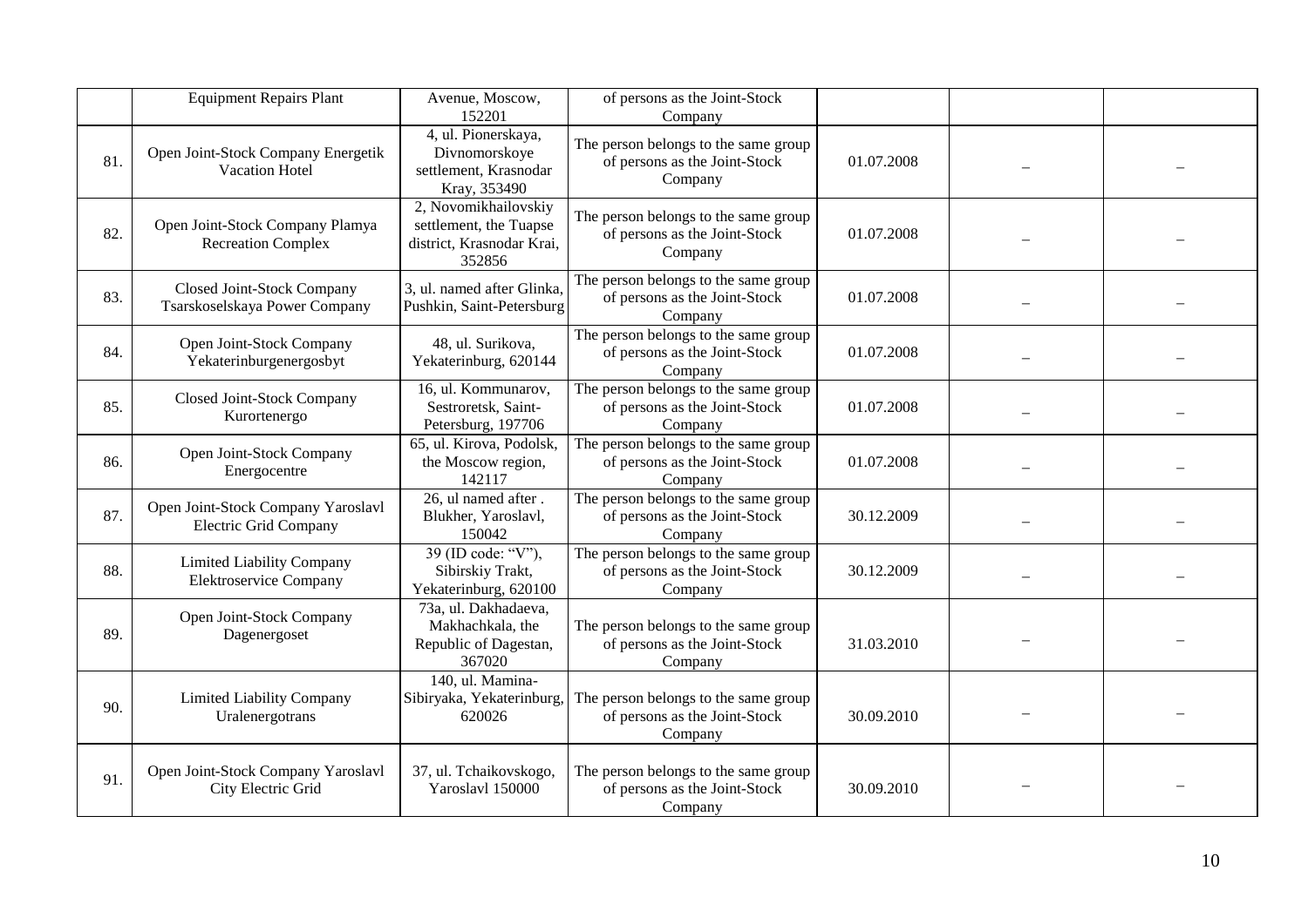|  |  |  |  |  |  |  |
|---|---|---|---|---|---|---|
|  | Equipment Repairs Plant | Avenue, Moscow, 152201 | of persons as the Joint-Stock Company |  |  |  |
| 81. | Open Joint-Stock Company Energetik Vacation Hotel | 4, ul. Pionerskaya, Divnomorskoye settlement, Krasnodar Kray, 353490 | The person belongs to the same group of persons as the Joint-Stock Company | 01.07.2008 | – | – |
| 82. | Open Joint-Stock Company Plamya Recreation Complex | 2, Novomikhailovskiy settlement, the Tuapse district, Krasnodar Krai, 352856 | The person belongs to the same group of persons as the Joint-Stock Company | 01.07.2008 | – | – |
| 83. | Closed Joint-Stock Company Tsarskoselskaya Power Company | 3, ul. named after Glinka, Pushkin, Saint-Petersburg | The person belongs to the same group of persons as the Joint-Stock Company | 01.07.2008 | – | – |
| 84. | Open Joint-Stock Company Yekaterinburgenergosbyt | 48, ul. Surikova, Yekaterinburg, 620144 | The person belongs to the same group of persons as the Joint-Stock Company | 01.07.2008 | – | – |
| 85. | Closed Joint-Stock Company Kurortenergo | 16, ul. Kommunarov, Sestroretsk, Saint-Petersburg, 197706 | The person belongs to the same group of persons as the Joint-Stock Company | 01.07.2008 | – | – |
| 86. | Open Joint-Stock Company Energocentre | 65, ul. Kirova, Podolsk, the Moscow region, 142117 | The person belongs to the same group of persons as the Joint-Stock Company | 01.07.2008 | – | – |
| 87. | Open Joint-Stock Company Yaroslavl Electric Grid Company | 26, ul named after . Blukher, Yaroslavl, 150042 | The person belongs to the same group of persons as the Joint-Stock Company | 30.12.2009 | – | – |
| 88. | Limited Liability Company Elektroservice Company | 39 (ID code: "V"), Sibirskiy Trakt, Yekaterinburg, 620100 | The person belongs to the same group of persons as the Joint-Stock Company | 30.12.2009 | – | – |
| 89. | Open Joint-Stock Company Dagenergoset | 73a, ul. Dakhadaeva, Makhachkala, the Republic of Dagestan, 367020 | The person belongs to the same group of persons as the Joint-Stock Company | 31.03.2010 | – | – |
| 90. | Limited Liability Company Uralenergotrans | 140, ul. Mamina-Sibiryaka, Yekaterinburg, 620026 | The person belongs to the same group of persons as the Joint-Stock Company | 30.09.2010 | – | – |
| 91. | Open Joint-Stock Company Yaroslavl City Electric Grid | 37, ul. Tchaikovskogo, Yaroslavl 150000 | The person belongs to the same group of persons as the Joint-Stock Company | 30.09.2010 | – | – |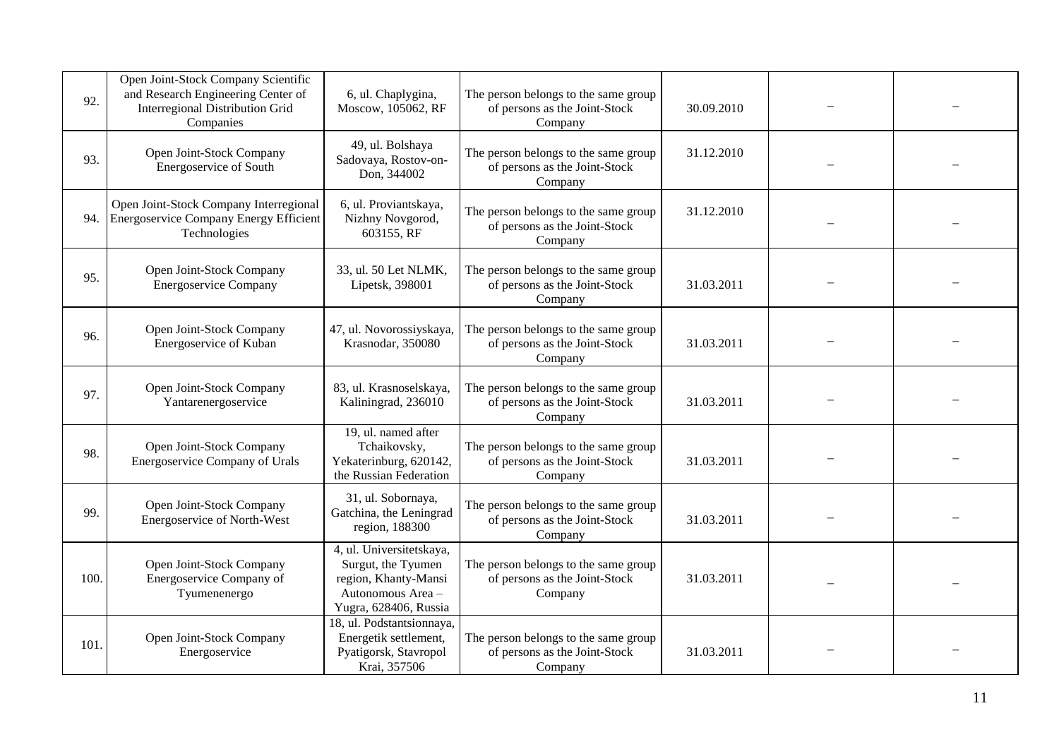| | | | | | | |
|---|---|---|---|---|---|---|
| 92. | Open Joint-Stock Company Scientific and Research Engineering Center of Interregional Distribution Grid Companies | 6, ul. Chaplygina, Moscow, 105062, RF | The person belongs to the same group of persons as the Joint-Stock Company | 30.09.2010 | – | – |
| 93. | Open Joint-Stock Company Energoservice of South | 49, ul. Bolshaya Sadovaya, Rostov-on-Don, 344002 | The person belongs to the same group of persons as the Joint-Stock Company | 31.12.2010 | – | – |
| 94. | Open Joint-Stock Company Interregional Energoservice Company Energy Efficient Technologies | 6, ul. Proviantskaya, Nizhny Novgorod, 603155, RF | The person belongs to the same group of persons as the Joint-Stock Company | 31.12.2010 | – | – |
| 95. | Open Joint-Stock Company Energoservice Company | 33, ul. 50 Let NLMK, Lipetsk, 398001 | The person belongs to the same group of persons as the Joint-Stock Company | 31.03.2011 | – | – |
| 96. | Open Joint-Stock Company Energoservice of Kuban | 47, ul. Novorossiyskaya, Krasnodar, 350080 | The person belongs to the same group of persons as the Joint-Stock Company | 31.03.2011 | – | – |
| 97. | Open Joint-Stock Company Yantarenergoservice | 83, ul. Krasnoselskaya, Kaliningrad, 236010 | The person belongs to the same group of persons as the Joint-Stock Company | 31.03.2011 | – | – |
| 98. | Open Joint-Stock Company Energoservice Company of Urals | 19, ul. named after Tchaikovsky, Yekaterinburg, 620142, the Russian Federation | The person belongs to the same group of persons as the Joint-Stock Company | 31.03.2011 | – | – |
| 99. | Open Joint-Stock Company Energoservice of North-West | 31, ul. Sobornaya, Gatchina, the Leningrad region, 188300 | The person belongs to the same group of persons as the Joint-Stock Company | 31.03.2011 | – | – |
| 100. | Open Joint-Stock Company Energoservice Company of Tyumenenergo | 4, ul. Universitetskaya, Surgut, the Tyumen region, Khanty-Mansi Autonomous Area – Yugra, 628406, Russia | The person belongs to the same group of persons as the Joint-Stock Company | 31.03.2011 | – | – |
| 101. | Open Joint-Stock Company Energoservice | 18, ul. Podstantsionnaya, Energetik settlement, Pyatigorsk, Stavropol Krai, 357506 | The person belongs to the same group of persons as the Joint-Stock Company | 31.03.2011 | – | – |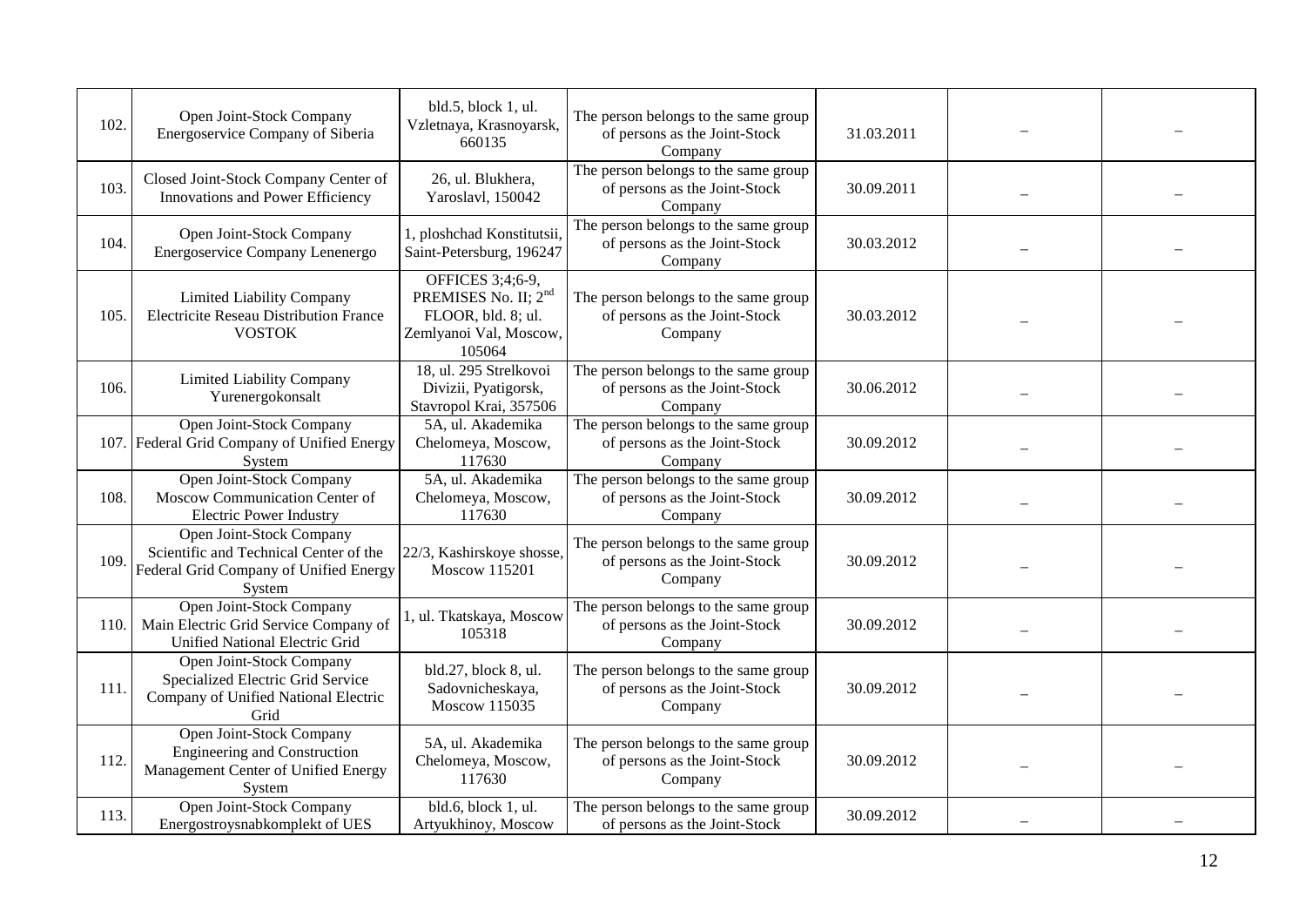| | | | | | | |
|---|---|---|---|---|---|---|
| 102. | Open Joint-Stock Company Energoservice Company of Siberia | bld.5, block 1, ul. Vzletnaya, Krasnoyarsk, 660135 | The person belongs to the same group of persons as the Joint-Stock Company | 31.03.2011 | – | – |
| 103. | Closed Joint-Stock Company Center of Innovations and Power Efficiency | 26, ul. Blukhera, Yaroslavl, 150042 | The person belongs to the same group of persons as the Joint-Stock Company | 30.09.2011 | – | – |
| 104. | Open Joint-Stock Company Energoservice Company Lenenergo | 1, ploshchad Konstitutsii, Saint-Petersburg, 196247 | The person belongs to the same group of persons as the Joint-Stock Company | 30.03.2012 | – | – |
| 105. | Limited Liability Company Electricite Reseau Distribution France VOSTOK | OFFICES 3;4;6-9, PREMISES No. II; 2nd FLOOR, bld. 8; ul. Zemlyanoi Val, Moscow, 105064 | The person belongs to the same group of persons as the Joint-Stock Company | 30.03.2012 | – | – |
| 106. | Limited Liability Company Yurenergokonsalt | 18, ul. 295 Strelkovoi Divizii, Pyatigorsk, Stavropol Krai, 357506 | The person belongs to the same group of persons as the Joint-Stock Company | 30.06.2012 | – | – |
| 107. | Open Joint-Stock Company Federal Grid Company of Unified Energy System | 5A, ul. Akademika Chelomeya, Moscow, 117630 | The person belongs to the same group of persons as the Joint-Stock Company | 30.09.2012 | – | – |
| 108. | Open Joint-Stock Company Moscow Communication Center of Electric Power Industry | 5A, ul. Akademika Chelomeya, Moscow, 117630 | The person belongs to the same group of persons as the Joint-Stock Company | 30.09.2012 | – | – |
| 109. | Open Joint-Stock Company Scientific and Technical Center of the Federal Grid Company of Unified Energy System | 22/3, Kashirskoye shosse, Moscow 115201 | The person belongs to the same group of persons as the Joint-Stock Company | 30.09.2012 | – | – |
| 110. | Open Joint-Stock Company Main Electric Grid Service Company of Unified National Electric Grid | 1, ul. Tkatskaya, Moscow 105318 | The person belongs to the same group of persons as the Joint-Stock Company | 30.09.2012 | – | – |
| 111. | Open Joint-Stock Company Specialized Electric Grid Service Company of Unified National Electric Grid | bld.27, block 8, ul. Sadovnicheskaya, Moscow 115035 | The person belongs to the same group of persons as the Joint-Stock Company | 30.09.2012 | – | – |
| 112. | Open Joint-Stock Company Engineering and Construction Management Center of Unified Energy System | 5A, ul. Akademika Chelomeya, Moscow, 117630 | The person belongs to the same group of persons as the Joint-Stock Company | 30.09.2012 | – | – |
| 113. | Open Joint-Stock Company Energostroysnabkomplekt of UES | bld.6, block 1, ul. Artyukhinoy, Moscow | The person belongs to the same group of persons as the Joint-Stock | 30.09.2012 | – | – |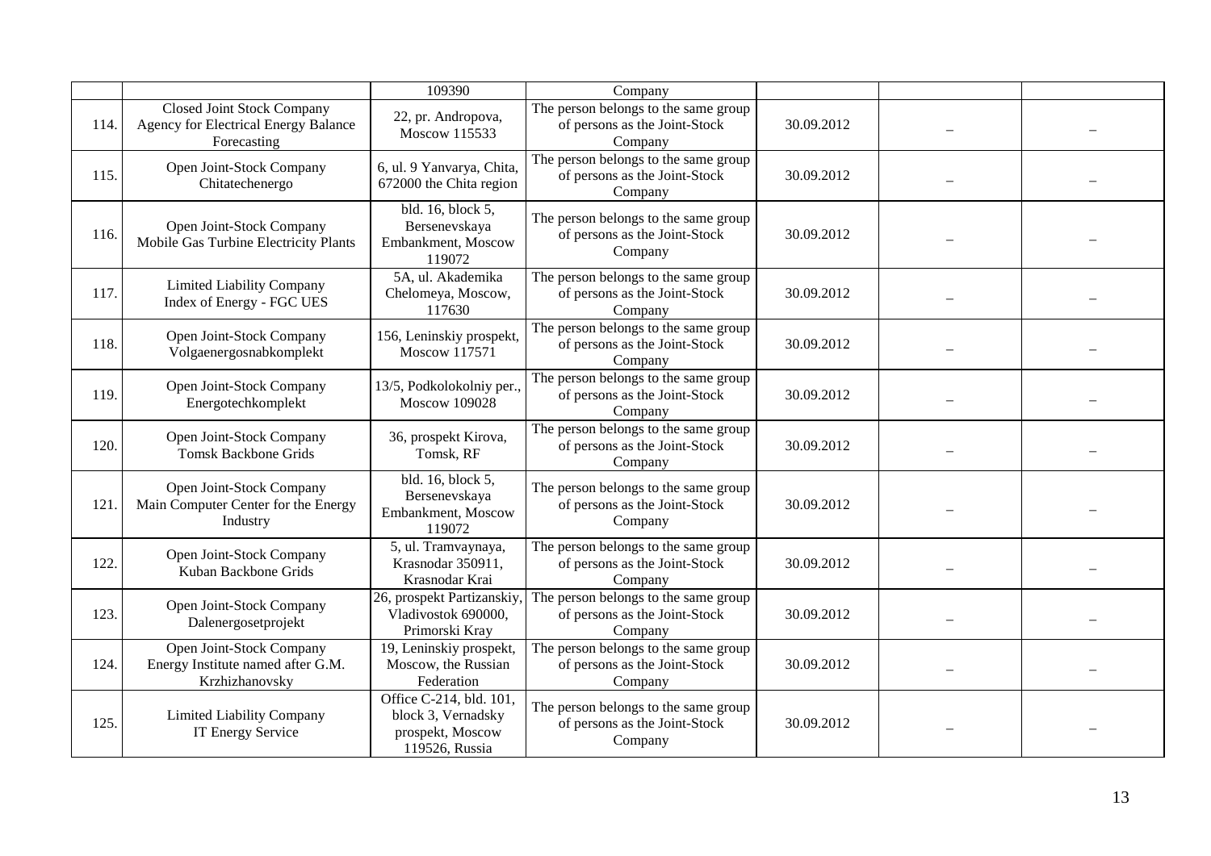| | | | | | | |
|---|---|---|---|---|---|---|
| | | 109390 | Company | | | |
| 114. | Closed Joint Stock Company Agency for Electrical Energy Balance Forecasting | 22, pr. Andropova, Moscow 115533 | The person belongs to the same group of persons as the Joint-Stock Company | 30.09.2012 | – | – |
| 115. | Open Joint-Stock Company Chitatechenergo | 6, ul. 9 Yanvarya, Chita, 672000 the Chita region | The person belongs to the same group of persons as the Joint-Stock Company | 30.09.2012 | – | – |
| 116. | Open Joint-Stock Company Mobile Gas Turbine Electricity Plants | bld. 16, block 5, Bersenevskaya Embankment, Moscow 119072 | The person belongs to the same group of persons as the Joint-Stock Company | 30.09.2012 | – | – |
| 117. | Limited Liability Company Index of Energy - FGC UES | 5A, ul. Akademika Chelomeya, Moscow, 117630 | The person belongs to the same group of persons as the Joint-Stock Company | 30.09.2012 | – | – |
| 118. | Open Joint-Stock Company Volgaenergosnabkomplekt | 156, Leninskiy prospekt, Moscow 117571 | The person belongs to the same group of persons as the Joint-Stock Company | 30.09.2012 | – | – |
| 119. | Open Joint-Stock Company Energotechkomplekt | 13/5, Podkolokolniy per., Moscow 109028 | The person belongs to the same group of persons as the Joint-Stock Company | 30.09.2012 | – | – |
| 120. | Open Joint-Stock Company Tomsk Backbone Grids | 36, prospekt Kirova, Tomsk, RF | The person belongs to the same group of persons as the Joint-Stock Company | 30.09.2012 | – | – |
| 121. | Open Joint-Stock Company Main Computer Center for the Energy Industry | bld. 16, block 5, Bersenevskaya Embankment, Moscow 119072 | The person belongs to the same group of persons as the Joint-Stock Company | 30.09.2012 | – | – |
| 122. | Open Joint-Stock Company Kuban Backbone Grids | 5, ul. Tramvaynaya, Krasnodar 350911, Krasnodar Krai | The person belongs to the same group of persons as the Joint-Stock Company | 30.09.2012 | – | – |
| 123. | Open Joint-Stock Company Dalenergosetprojekt | 26, prospekt Partizanskiy, Vladivostok 690000, Primorski Kray | The person belongs to the same group of persons as the Joint-Stock Company | 30.09.2012 | – | – |
| 124. | Open Joint-Stock Company Energy Institute named after G.M. Krzhizhanovsky | 19, Leninskiy prospekt, Moscow, the Russian Federation | The person belongs to the same group of persons as the Joint-Stock Company | 30.09.2012 | – | – |
| 125. | Limited Liability Company IT Energy Service | Office C-214, bld. 101, block 3, Vernadsky prospekt, Moscow 119526, Russia | The person belongs to the same group of persons as the Joint-Stock Company | 30.09.2012 | – | – |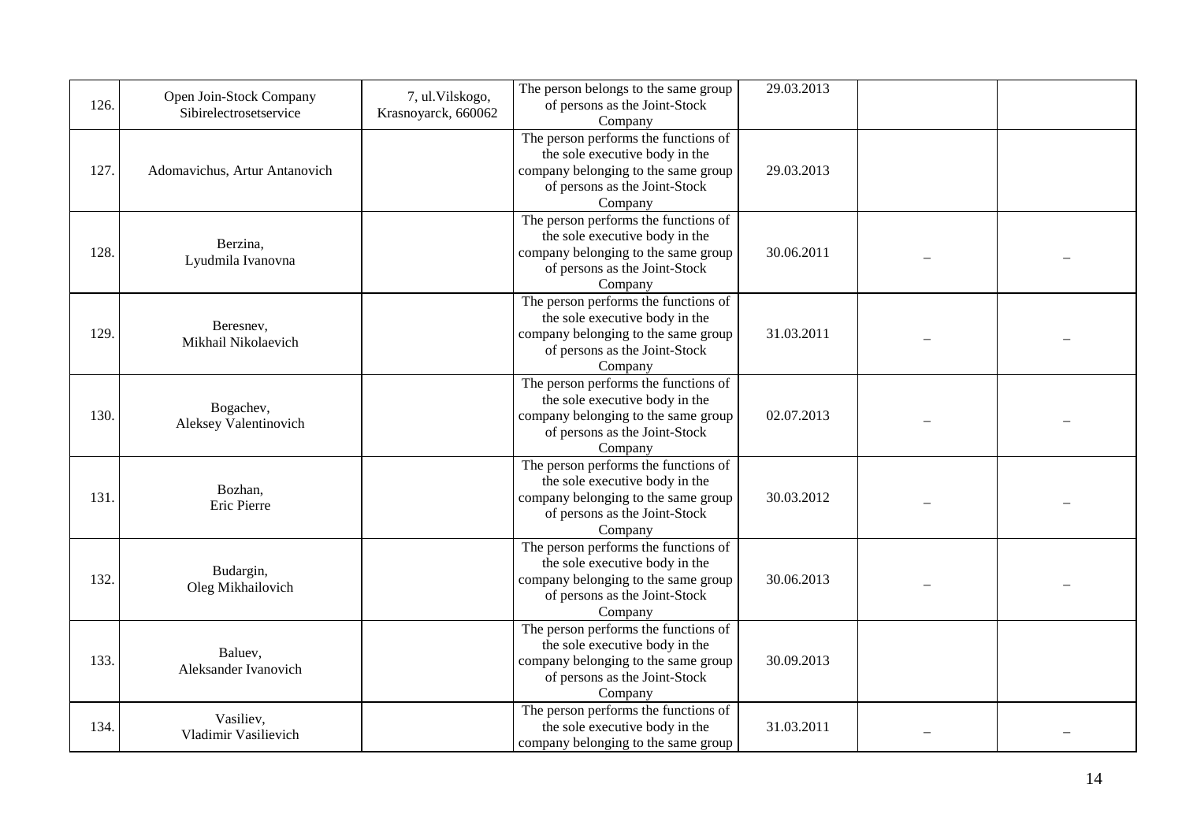| | | | | | | |
|---|---|---|---|---|---|---|
| 126. | Open Join-Stock Company Sibirelectrosetservice | 7, ul.Vilskogo, Krasnoyarck, 660062 | The person belongs to the same group of persons as the Joint-Stock Company | 29.03.2013 | | |
| 127. | Adomavichus, Artur Antanovich | | The person performs the functions of the sole executive body in the company belonging to the same group of persons as the Joint-Stock Company | 29.03.2013 | | |
| 128. | Berzina, Lyudmila Ivanovna | | The person performs the functions of the sole executive body in the company belonging to the same group of persons as the Joint-Stock Company | 30.06.2011 | – | – |
| 129. | Beresnev, Mikhail Nikolaevich | | The person performs the functions of the sole executive body in the company belonging to the same group of persons as the Joint-Stock Company | 31.03.2011 | – | – |
| 130. | Bogachev, Aleksey Valentinovich | | The person performs the functions of the sole executive body in the company belonging to the same group of persons as the Joint-Stock Company | 02.07.2013 | – | – |
| 131. | Bozhan, Eric Pierre | | The person performs the functions of the sole executive body in the company belonging to the same group of persons as the Joint-Stock Company | 30.03.2012 | – | – |
| 132. | Budargin, Oleg Mikhailovich | | The person performs the functions of the sole executive body in the company belonging to the same group of persons as the Joint-Stock Company | 30.06.2013 | – | – |
| 133. | Baluev, Aleksander Ivanovich | | The person performs the functions of the sole executive body in the company belonging to the same group of persons as the Joint-Stock Company | 30.09.2013 | | |
| 134. | Vasiliev, Vladimir Vasilievich | | The person performs the functions of the sole executive body in the company belonging to the same group | 31.03.2011 | – | – |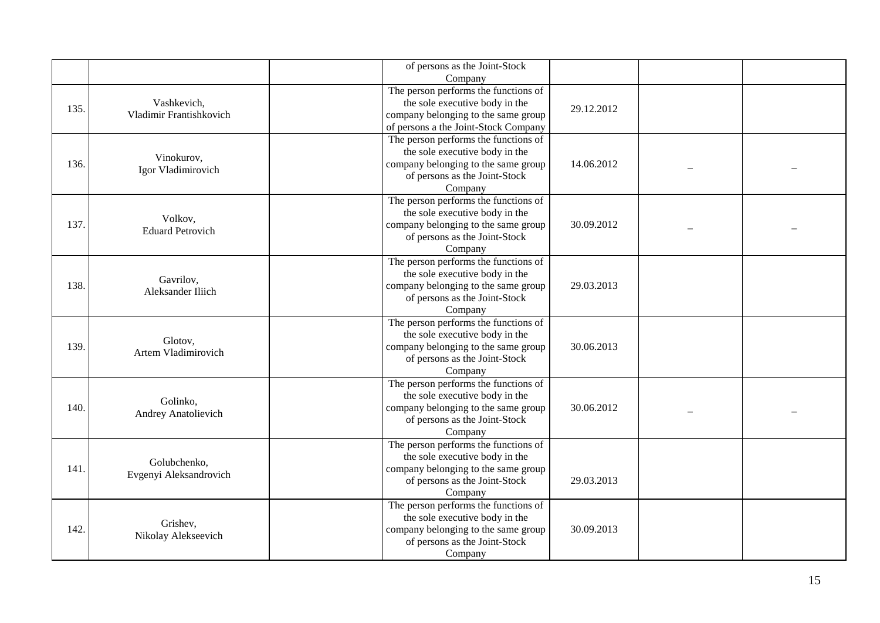| | | | | | | |
|---|---|---|---|---|---|---|
| | | | of persons as the Joint-Stock Company | | | |
| 135. | Vashkevich, Vladimir Frantishkovich | | The person performs the functions of the sole executive body in the company belonging to the same group of persons a the Joint-Stock Company | 29.12.2012 | | |
| 136. | Vinokurov, Igor Vladimirovich | | The person performs the functions of the sole executive body in the company belonging to the same group of persons as the Joint-Stock Company | 14.06.2012 | – | – |
| 137. | Volkov, Eduard Petrovich | | The person performs the functions of the sole executive body in the company belonging to the same group of persons as the Joint-Stock Company | 30.09.2012 | – | – |
| 138. | Gavrilov, Aleksander Iliich | | The person performs the functions of the sole executive body in the company belonging to the same group of persons as the Joint-Stock Company | 29.03.2013 | | |
| 139. | Glotov, Artem Vladimirovich | | The person performs the functions of the sole executive body in the company belonging to the same group of persons as the Joint-Stock Company | 30.06.2013 | | |
| 140. | Golinko, Andrey Anatolievich | | The person performs the functions of the sole executive body in the company belonging to the same group of persons as the Joint-Stock Company | 30.06.2012 | – | – |
| 141. | Golubchenko, Evgenyi Aleksandrovich | | The person performs the functions of the sole executive body in the company belonging to the same group of persons as the Joint-Stock Company | 29.03.2013 | | |
| 142. | Grishev, Nikolay Alekseevich | | The person performs the functions of the sole executive body in the company belonging to the same group of persons as the Joint-Stock Company | 30.09.2013 | | |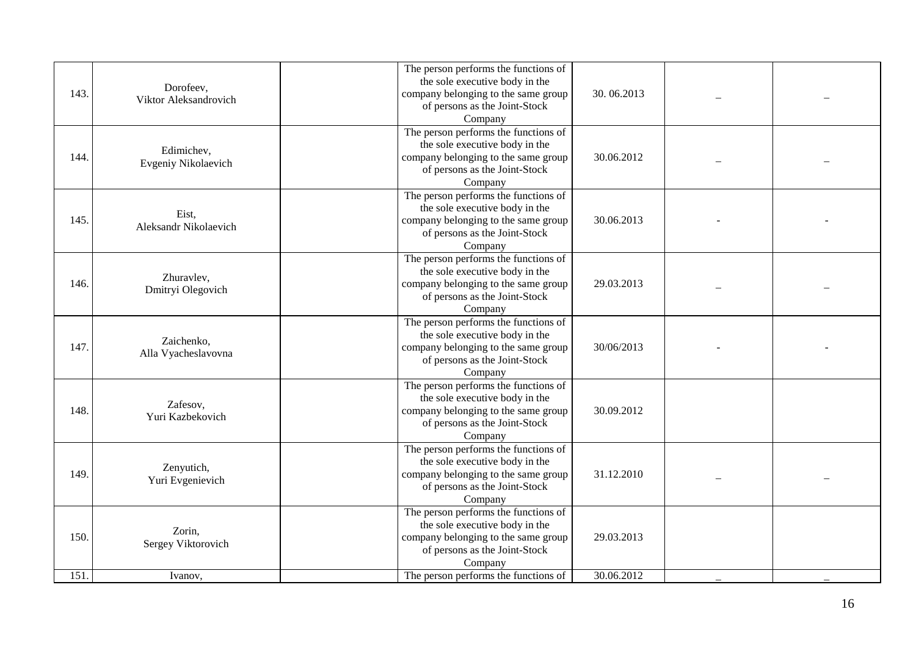| | | | | | | |
|---|---|---|---|---|---|---|
| 143. | Dorofeev, Viktor Aleksandrovich | | The person performs the functions of the sole executive body in the company belonging to the same group of persons as the Joint-Stock Company | 30. 06.2013 | – | – |
| 144. | Edimichev, Evgeniy Nikolaevich | | The person performs the functions of the sole executive body in the company belonging to the same group of persons as the Joint-Stock Company | 30.06.2012 | – | – |
| 145. | Eist, Aleksandr Nikolaevich | | The person performs the functions of the sole executive body in the company belonging to the same group of persons as the Joint-Stock Company | 30.06.2013 | - | - |
| 146. | Zhuravlev, Dmitryi Olegovich | | The person performs the functions of the sole executive body in the company belonging to the same group of persons as the Joint-Stock Company | 29.03.2013 | – | – |
| 147. | Zaichenko, Alla Vyacheslavovna | | The person performs the functions of the sole executive body in the company belonging to the same group of persons as the Joint-Stock Company | 30/06/2013 | - | - |
| 148. | Zafesov, Yuri Kazbekovich | | The person performs the functions of the sole executive body in the company belonging to the same group of persons as the Joint-Stock Company | 30.09.2012 | | |
| 149. | Zenyutich, Yuri Evgenievich | | The person performs the functions of the sole executive body in the company belonging to the same group of persons as the Joint-Stock Company | 31.12.2010 | – | – |
| 150. | Zorin, Sergey Viktorovich | | The person performs the functions of the sole executive body in the company belonging to the same group of persons as the Joint-Stock Company | 29.03.2013 | | |
| 151. | Ivanov, | | The person performs the functions of | 30.06.2012 | – | – |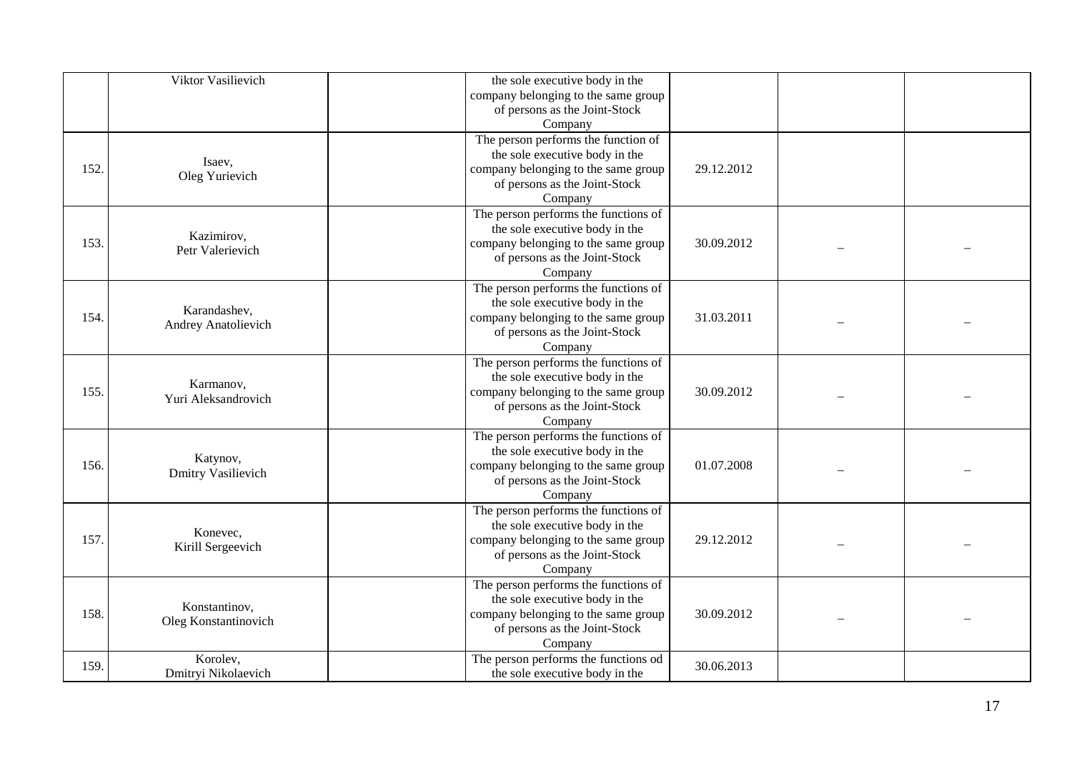|  |  |  |  |  |  |  |
|---|---|---|---|---|---|---|
|  | Viktor Vasilievich |  | the sole executive body in the company belonging to the same group of persons as the Joint-Stock Company |  |  |  |
| 152. | Isaev, Oleg Yurievich |  | The person performs the function of the sole executive body in the company belonging to the same group of persons as the Joint-Stock Company | 29.12.2012 |  |  |
| 153. | Kazimirov, Petr Valerievich |  | The person performs the functions of the sole executive body in the company belonging to the same group of persons as the Joint-Stock Company | 30.09.2012 | – | – |
| 154. | Karandashev, Andrey Anatolievich |  | The person performs the functions of the sole executive body in the company belonging to the same group of persons as the Joint-Stock Company | 31.03.2011 | – | – |
| 155. | Karmanov, Yuri Aleksandrovich |  | The person performs the functions of the sole executive body in the company belonging to the same group of persons as the Joint-Stock Company | 30.09.2012 | – | – |
| 156. | Katynov, Dmitry Vasilievich |  | The person performs the functions of the sole executive body in the company belonging to the same group of persons as the Joint-Stock Company | 01.07.2008 | – | – |
| 157. | Konevec, Kirill Sergeevich |  | The person performs the functions of the sole executive body in the company belonging to the same group of persons as the Joint-Stock Company | 29.12.2012 | – | – |
| 158. | Konstantinov, Oleg Konstantinovich |  | The person performs the functions of the sole executive body in the company belonging to the same group of persons as the Joint-Stock Company | 30.09.2012 | – | – |
| 159. | Korolev, Dmitryi Nikolaevich |  | The person performs the functions od the sole executive body in the | 30.06.2013 |  |  |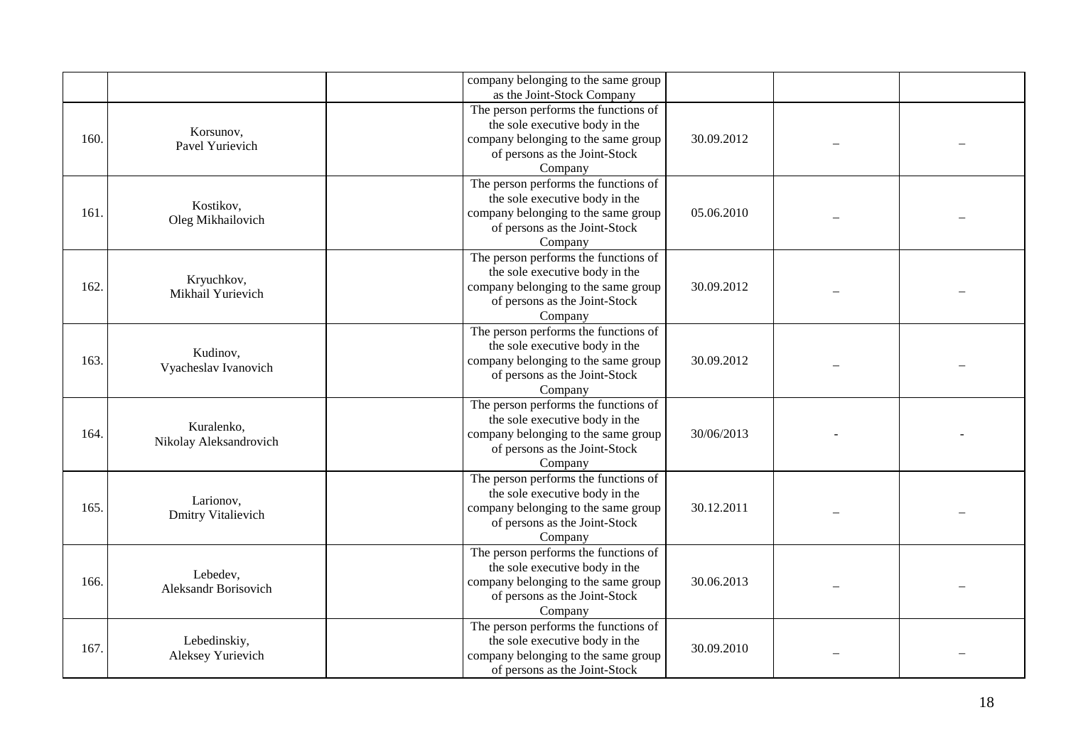| | | | | | | |
|---|---|---|---|---|---|---|
| | | | company belonging to the same group as the Joint-Stock Company | | | |
| 160. | Korsunov, Pavel Yurievich | | The person performs the functions of the sole executive body in the company belonging to the same group of persons as the Joint-Stock Company | 30.09.2012 | – | – |
| 161. | Kostikov, Oleg Mikhailovich | | The person performs the functions of the sole executive body in the company belonging to the same group of persons as the Joint-Stock Company | 05.06.2010 | – | – |
| 162. | Kryuchkov, Mikhail Yurievich | | The person performs the functions of the sole executive body in the company belonging to the same group of persons as the Joint-Stock Company | 30.09.2012 | – | – |
| 163. | Kudinov, Vyacheslav Ivanovich | | The person performs the functions of the sole executive body in the company belonging to the same group of persons as the Joint-Stock Company | 30.09.2012 | – | – |
| 164. | Kuralenko, Nikolay Aleksandrovich | | The person performs the functions of the sole executive body in the company belonging to the same group of persons as the Joint-Stock Company | 30/06/2013 | - | - |
| 165. | Larionov, Dmitry Vitalievich | | The person performs the functions of the sole executive body in the company belonging to the same group of persons as the Joint-Stock Company | 30.12.2011 | – | – |
| 166. | Lebedev, Aleksandr Borisovich | | The person performs the functions of the sole executive body in the company belonging to the same group of persons as the Joint-Stock Company | 30.06.2013 | – | – |
| 167. | Lebedinskiy, Aleksey Yurievich | | The person performs the functions of the sole executive body in the company belonging to the same group of persons as the Joint-Stock | 30.09.2010 | – | – |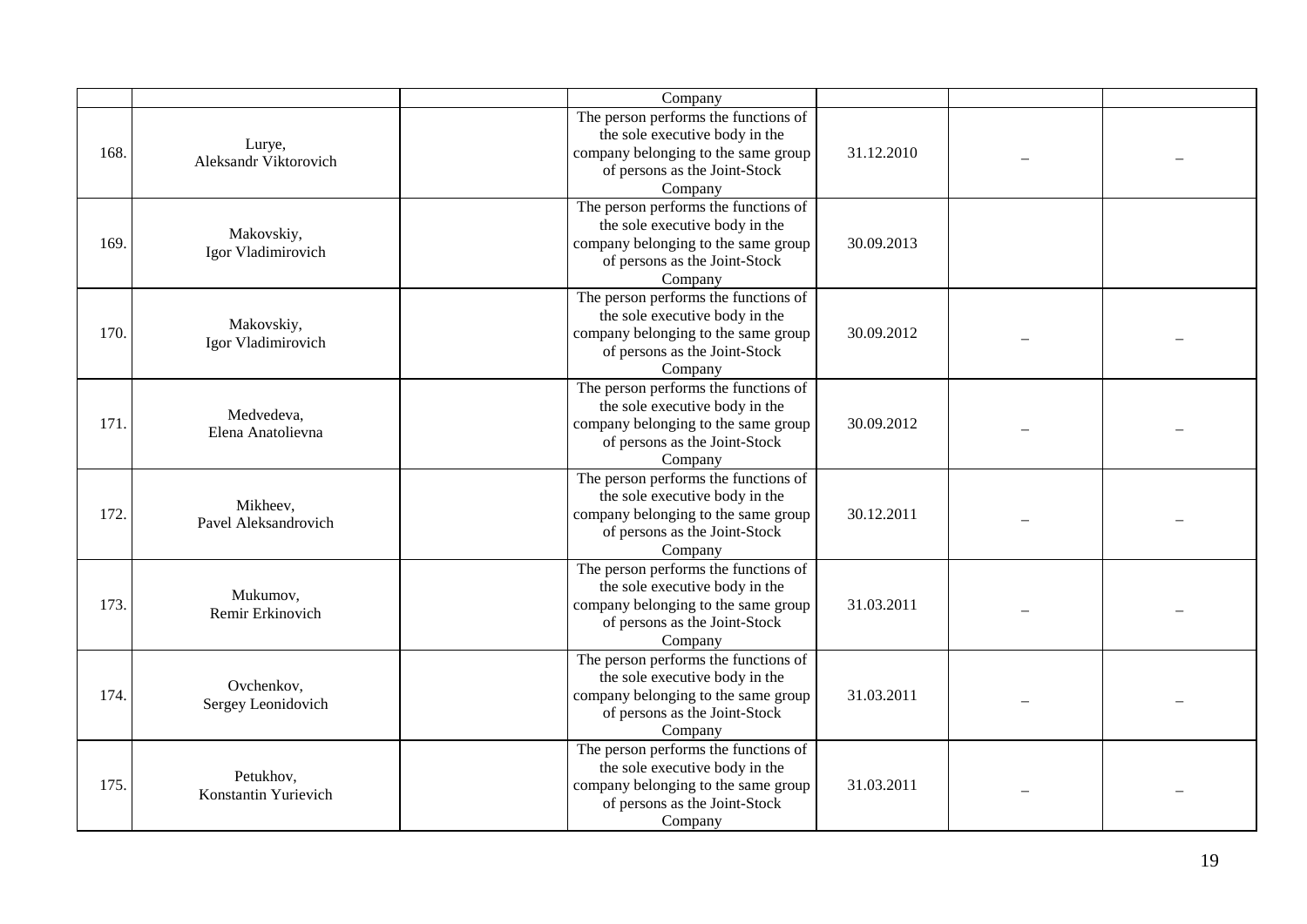| | | | | | | |
|---|---|---|---|---|---|---|
| | | | Company | | | |
| 168. | Lurye, Aleksandr Viktorovich | | The person performs the functions of the sole executive body in the company belonging to the same group of persons as the Joint-Stock Company | 31.12.2010 | – | – |
| 169. | Makovskiy, Igor Vladimirovich | | The person performs the functions of the sole executive body in the company belonging to the same group of persons as the Joint-Stock Company | 30.09.2013 | | |
| 170. | Makovskiy, Igor Vladimirovich | | The person performs the functions of the sole executive body in the company belonging to the same group of persons as the Joint-Stock Company | 30.09.2012 | – | – |
| 171. | Medvedeva, Elena Anatolievna | | The person performs the functions of the sole executive body in the company belonging to the same group of persons as the Joint-Stock Company | 30.09.2012 | – | – |
| 172. | Mikheev, Pavel Aleksandrovich | | The person performs the functions of the sole executive body in the company belonging to the same group of persons as the Joint-Stock Company | 30.12.2011 | – | – |
| 173. | Mukumov, Remir Erkinovich | | The person performs the functions of the sole executive body in the company belonging to the same group of persons as the Joint-Stock Company | 31.03.2011 | – | – |
| 174. | Ovchenkov, Sergey Leonidovich | | The person performs the functions of the sole executive body in the company belonging to the same group of persons as the Joint-Stock Company | 31.03.2011 | – | – |
| 175. | Petukhov, Konstantin Yurievich | | The person performs the functions of the sole executive body in the company belonging to the same group of persons as the Joint-Stock Company | 31.03.2011 | – | – |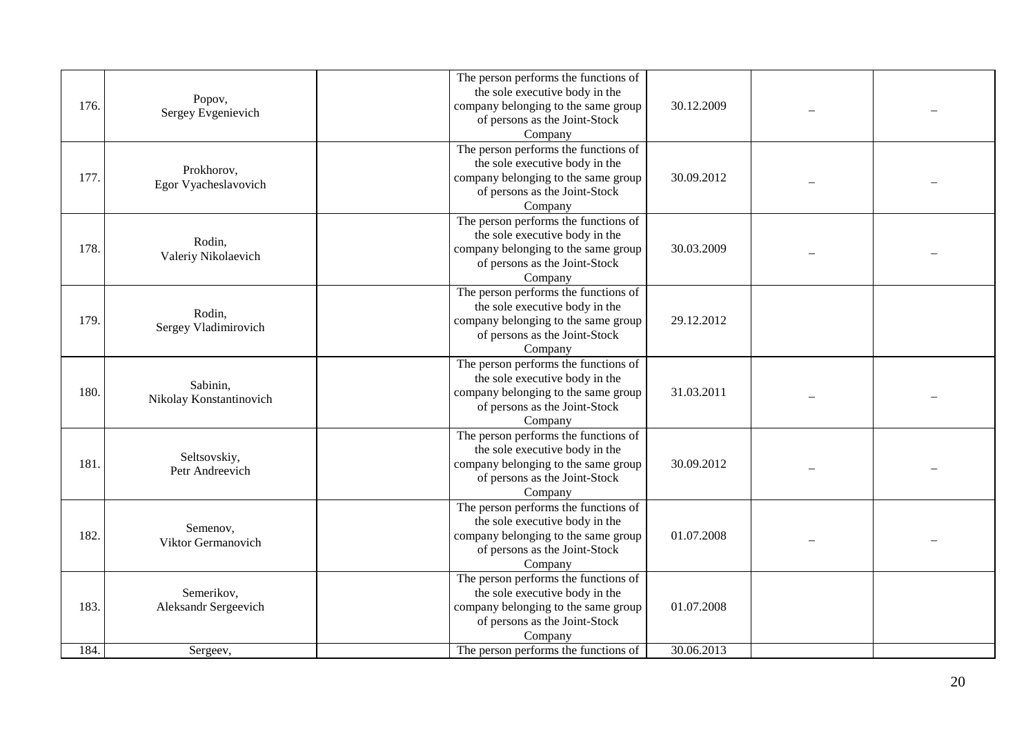| | | | | | | |
|---|---|---|---|---|---|---|
| 176. | Popov, Sergey Evgenievich | | The person performs the functions of the sole executive body in the company belonging to the same group of persons as the Joint-Stock Company | 30.12.2009 | – | – |
| 177. | Prokhorov, Egor Vyacheslavovich | | The person performs the functions of the sole executive body in the company belonging to the same group of persons as the Joint-Stock Company | 30.09.2012 | – | – |
| 178. | Rodin, Valeriy Nikolaevich | | The person performs the functions of the sole executive body in the company belonging to the same group of persons as the Joint-Stock Company | 30.03.2009 | – | – |
| 179. | Rodin, Sergey Vladimirovich | | The person performs the functions of the sole executive body in the company belonging to the same group of persons as the Joint-Stock Company | 29.12.2012 | | |
| 180. | Sabinin, Nikolay Konstantinovich | | The person performs the functions of the sole executive body in the company belonging to the same group of persons as the Joint-Stock Company | 31.03.2011 | – | – |
| 181. | Seltsovskiy, Petr Andreevich | | The person performs the functions of the sole executive body in the company belonging to the same group of persons as the Joint-Stock Company | 30.09.2012 | – | – |
| 182. | Semenov, Viktor Germanovich | | The person performs the functions of the sole executive body in the company belonging to the same group of persons as the Joint-Stock Company | 01.07.2008 | – | – |
| 183. | Semerikov, Aleksandr Sergeevich | | The person performs the functions of the sole executive body in the company belonging to the same group of persons as the Joint-Stock Company | 01.07.2008 | | |
| 184. | Sergeev, | | The person performs the functions of | 30.06.2013 | | |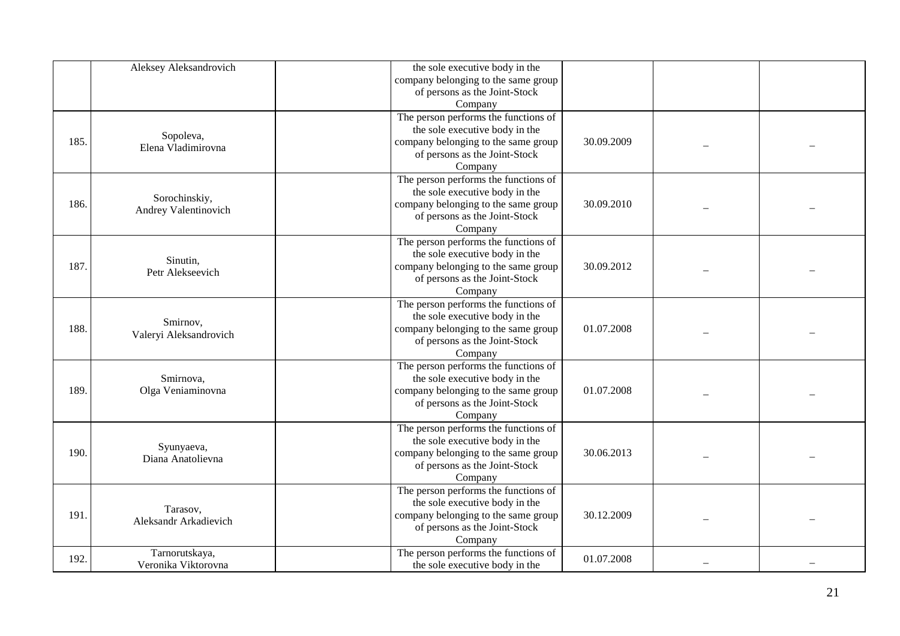| | | | | | | |
|---|---|---|---|---|---|---|
| | Aleksey Aleksandrovich | | the sole executive body in the company belonging to the same group of persons as the Joint-Stock Company | | | |
| 185. | Sopoleva, Elena Vladimirovna | | The person performs the functions of the sole executive body in the company belonging to the same group of persons as the Joint-Stock Company | 30.09.2009 | – | – |
| 186. | Sorochinskiy, Andrey Valentinovich | | The person performs the functions of the sole executive body in the company belonging to the same group of persons as the Joint-Stock Company | 30.09.2010 | – | – |
| 187. | Sinutin, Petr Alekseevich | | The person performs the functions of the sole executive body in the company belonging to the same group of persons as the Joint-Stock Company | 30.09.2012 | – | – |
| 188. | Smirnov, Valeryi Aleksandrovich | | The person performs the functions of the sole executive body in the company belonging to the same group of persons as the Joint-Stock Company | 01.07.2008 | – | – |
| 189. | Smirnova, Olga Veniaminovna | | The person performs the functions of the sole executive body in the company belonging to the same group of persons as the Joint-Stock Company | 01.07.2008 | – | – |
| 190. | Syunyaeva, Diana Anatolievna | | The person performs the functions of the sole executive body in the company belonging to the same group of persons as the Joint-Stock Company | 30.06.2013 | – | – |
| 191. | Tarasov, Aleksandr Arkadievich | | The person performs the functions of the sole executive body in the company belonging to the same group of persons as the Joint-Stock Company | 30.12.2009 | – | – |
| 192. | Tarnorutskaya, Veronika Viktorovna | | The person performs the functions of the sole executive body in the | 01.07.2008 | – | – |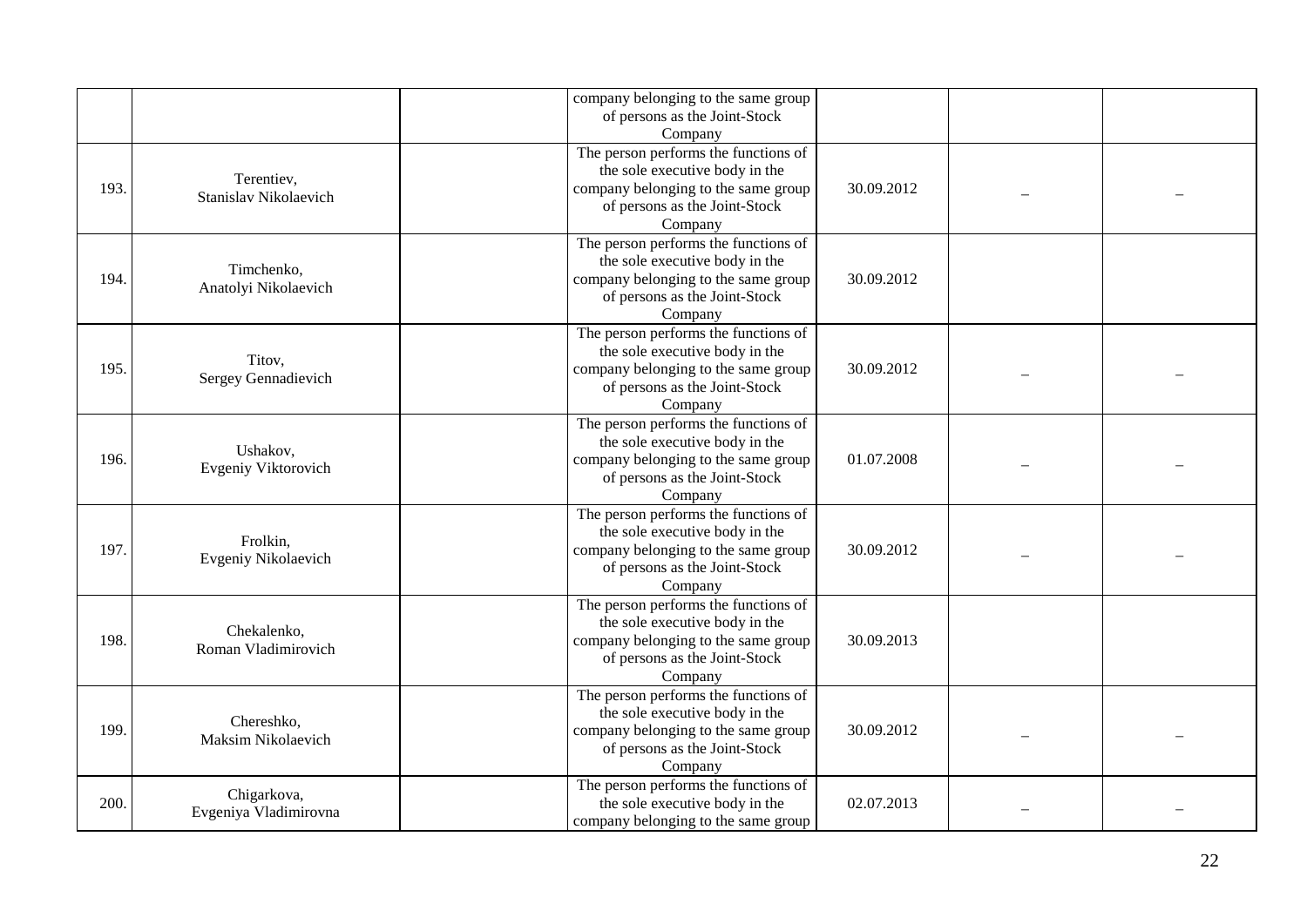| | | | | | | |
|---|---|---|---|---|---|---|
| | | | company belonging to the same group of persons as the Joint-Stock Company | | | |
| 193. | Terentiev, Stanislav Nikolaevich | | The person performs the functions of the sole executive body in the company belonging to the same group of persons as the Joint-Stock Company | 30.09.2012 | – | – |
| 194. | Timchenko, Anatolyi Nikolaevich | | The person performs the functions of the sole executive body in the company belonging to the same group of persons as the Joint-Stock Company | 30.09.2012 | | |
| 195. | Titov, Sergey Gennadievich | | The person performs the functions of the sole executive body in the company belonging to the same group of persons as the Joint-Stock Company | 30.09.2012 | – | – |
| 196. | Ushakov, Evgeniy Viktorovich | | The person performs the functions of the sole executive body in the company belonging to the same group of persons as the Joint-Stock Company | 01.07.2008 | – | – |
| 197. | Frolkin, Evgeniy Nikolaevich | | The person performs the functions of the sole executive body in the company belonging to the same group of persons as the Joint-Stock Company | 30.09.2012 | – | – |
| 198. | Chekalenko, Roman Vladimirovich | | The person performs the functions of the sole executive body in the company belonging to the same group of persons as the Joint-Stock Company | 30.09.2013 | | |
| 199. | Chereshko, Maksim Nikolaevich | | The person performs the functions of the sole executive body in the company belonging to the same group of persons as the Joint-Stock Company | 30.09.2012 | – | – |
| 200. | Chigarkova, Evgeniya Vladimirovna | | The person performs the functions of the sole executive body in the company belonging to the same group | 02.07.2013 | – | – |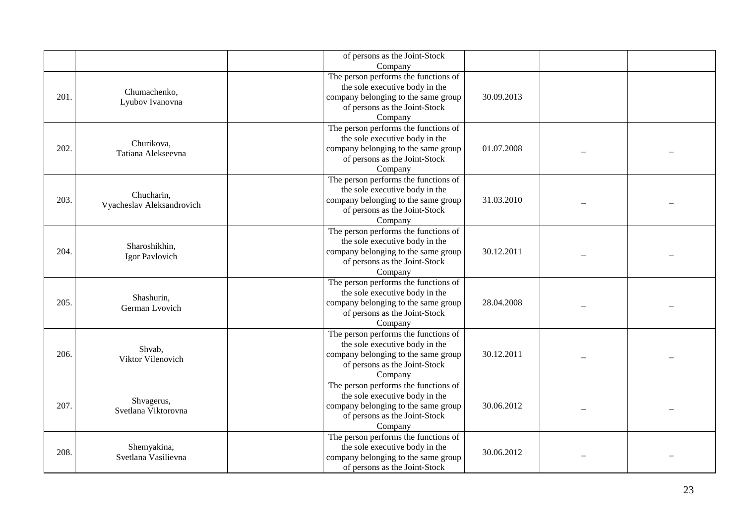| | | | | | | |
|---|---|---|---|---|---|---|
| | | | of persons as the Joint-Stock Company | | | |
| 201. | Chumachenko, Lyubov Ivanovna | | The person performs the functions of the sole executive body in the company belonging to the same group of persons as the Joint-Stock Company | 30.09.2013 | | |
| 202. | Churikova, Tatiana Alekseevna | | The person performs the functions of the sole executive body in the company belonging to the same group of persons as the Joint-Stock Company | 01.07.2008 | – | – |
| 203. | Chucharin, Vyacheslav Aleksandrovich | | The person performs the functions of the sole executive body in the company belonging to the same group of persons as the Joint-Stock Company | 31.03.2010 | – | – |
| 204. | Sharoshikhin, Igor Pavlovich | | The person performs the functions of the sole executive body in the company belonging to the same group of persons as the Joint-Stock Company | 30.12.2011 | – | – |
| 205. | Shashurin, German Lvovich | | The person performs the functions of the sole executive body in the company belonging to the same group of persons as the Joint-Stock Company | 28.04.2008 | – | – |
| 206. | Shvab, Viktor Vilenovich | | The person performs the functions of the sole executive body in the company belonging to the same group of persons as the Joint-Stock Company | 30.12.2011 | – | – |
| 207. | Shvagerus, Svetlana Viktorovna | | The person performs the functions of the sole executive body in the company belonging to the same group of persons as the Joint-Stock Company | 30.06.2012 | – | – |
| 208. | Shemyakina, Svetlana Vasilievna | | The person performs the functions of the sole executive body in the company belonging to the same group of persons as the Joint-Stock | 30.06.2012 | – | – |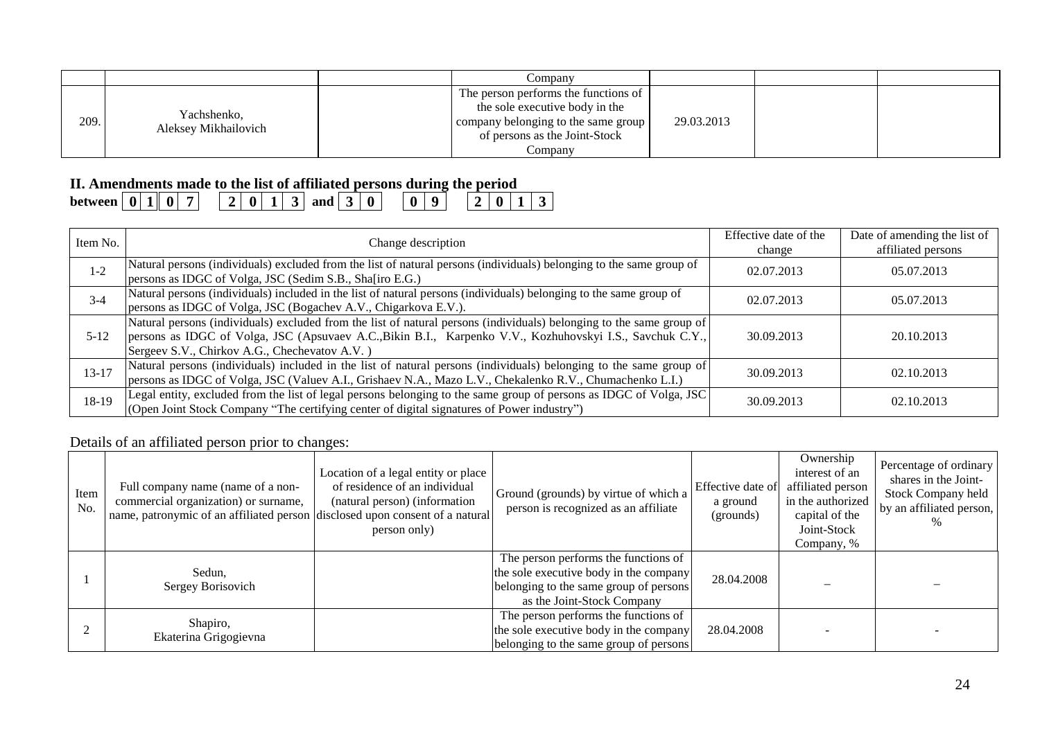|  |  |  | Company |  |  |  |
| --- | --- | --- | --- | --- | --- | --- |
| 209. | Yachshenko, Aleksey Mikhailovich |  | The person performs the functions of the sole executive body in the company belonging to the same group of persons as the Joint-Stock Company | 29.03.2013 |  |  |

## II. Amendments made to the list of affiliated persons during the period

**between 0 1 0 7 2 0 1 3 and 3 0 0 9 2 0 1 3**

| Item No. | Change description | Effective date of the change | Date of amending the list of affiliated persons |
| --- | --- | --- | --- |
| 1-2 | Natural persons (individuals) excluded from the list of natural persons (individuals) belonging to the same group of persons as IDGC of Volga, JSC (Sedim S.B., Sha[iro E.G.) | 02.07.2013 | 05.07.2013 |
| 3-4 | Natural persons (individuals) included in the list of natural persons (individuals) belonging to the same group of persons as IDGC of Volga, JSC (Bogachev A.V., Chigarkova E.V.). | 02.07.2013 | 05.07.2013 |
| 5-12 | Natural persons (individuals) excluded from the list of natural persons (individuals) belonging to the same group of persons as IDGC of Volga, JSC (Apsuvaev A.C.,Bikin B.I., Karpenko V.V., Kozhuhovskyi I.S., Savchuk C.Y., Sergeev S.V., Chirkov A.G., Chechevatov A.V. ) | 30.09.2013 | 20.10.2013 |
| 13-17 | Natural persons (individuals) included in the list of natural persons (individuals) belonging to the same group of persons as IDGC of Volga, JSC (Valuev A.I., Grishaev N.A., Mazo L.V., Chekalenko R.V., Chumachenko L.I.) | 30.09.2013 | 02.10.2013 |
| 18-19 | Legal entity, excluded from the list of legal persons belonging to the same group of persons as IDGC of Volga, JSC (Open Joint Stock Company "The certifying center of digital signatures of Power industry") | 30.09.2013 | 02.10.2013 |

Details of an affiliated person prior to changes:

| Item No. | Full company name (name of a non-commercial organization) or surname, name, patronymic of an affiliated person | Location of a legal entity or place of residence of an individual (natural person) (information disclosed upon consent of a natural person only) | Ground (grounds) by virtue of which a person is recognized as an affiliate | Effective date of a ground (grounds) | Ownership interest of an affiliated person in the authorized capital of the Joint-Stock Company, % | Percentage of ordinary shares in the Joint-Stock Company held by an affiliated person, % |
| --- | --- | --- | --- | --- | --- | --- |
| 1 | Sedun, Sergey Borisovich |  | The person performs the functions of the sole executive body in the company belonging to the same group of persons as the Joint-Stock Company | 28.04.2008 | – | – |
| 2 | Shapiro, Ekaterina Grigogievna |  | The person performs the functions of the sole executive body in the company belonging to the same group of persons | 28.04.2008 | - | - |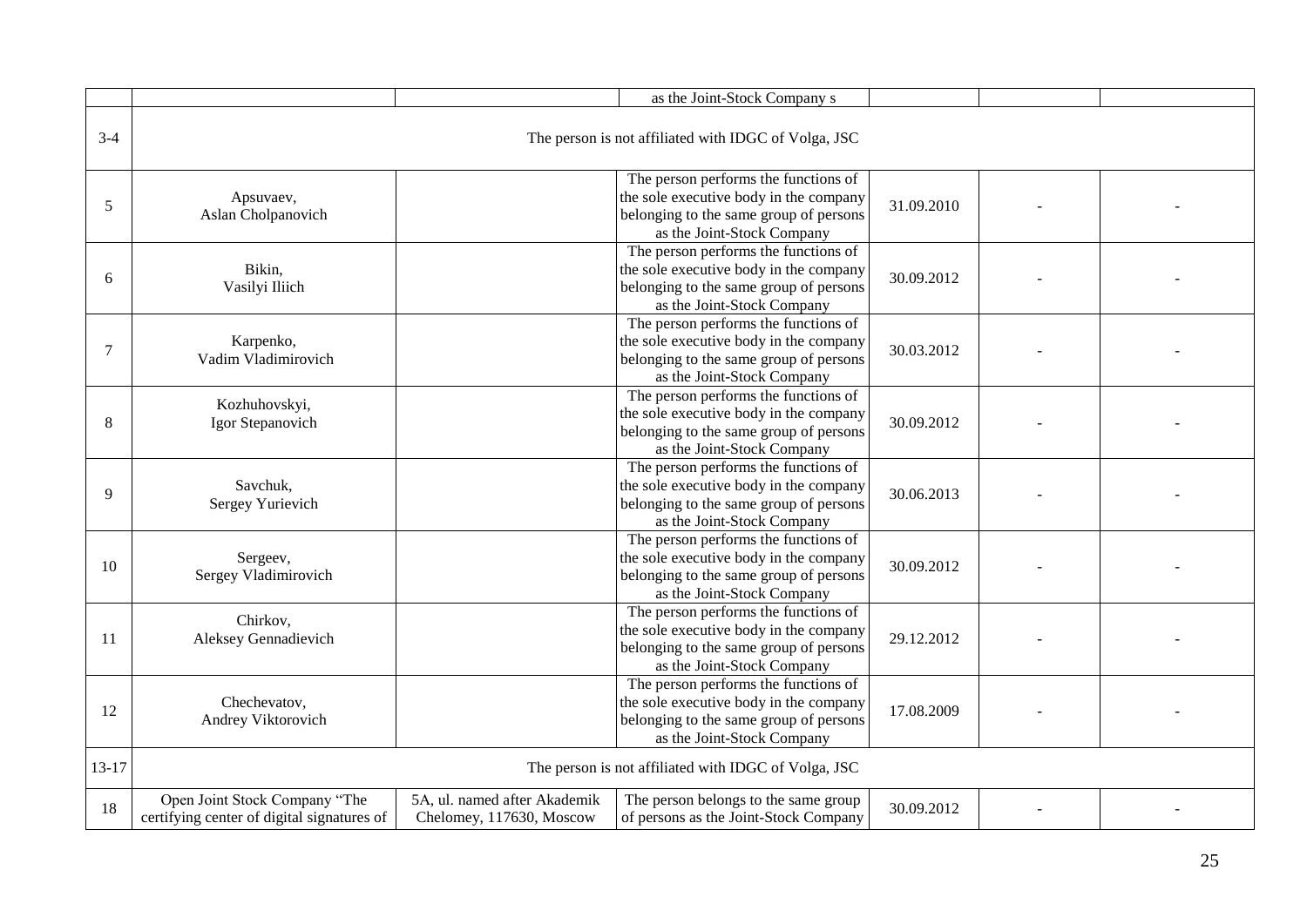| | | | as the Joint-Stock Company s | | | |
|---|---|---|---|---|---|---|
| 3-4 | The person is not affiliated with IDGC of Volga, JSC | | | | | |
| 5 | Apsuvaev, Aslan Cholpanovich | | The person performs the functions of the sole executive body in the company belonging to the same group of persons as the Joint-Stock Company | 31.09.2010 | - | - |
| 6 | Bikin, Vasilyi Iliich | | The person performs the functions of the sole executive body in the company belonging to the same group of persons as the Joint-Stock Company | 30.09.2012 | - | - |
| 7 | Karpenko, Vadim Vladimirovich | | The person performs the functions of the sole executive body in the company belonging to the same group of persons as the Joint-Stock Company | 30.03.2012 | - | - |
| 8 | Kozhuhovskyi, Igor Stepanovich | | The person performs the functions of the sole executive body in the company belonging to the same group of persons as the Joint-Stock Company | 30.09.2012 | - | - |
| 9 | Savchuk, Sergey Yurievich | | The person performs the functions of the sole executive body in the company belonging to the same group of persons as the Joint-Stock Company | 30.06.2013 | - | - |
| 10 | Sergeev, Sergey Vladimirovich | | The person performs the functions of the sole executive body in the company belonging to the same group of persons as the Joint-Stock Company | 30.09.2012 | - | - |
| 11 | Chirkov, Aleksey Gennadievich | | The person performs the functions of the sole executive body in the company belonging to the same group of persons as the Joint-Stock Company | 29.12.2012 | - | - |
| 12 | Chechevatov, Andrey Viktorovich | | The person performs the functions of the sole executive body in the company belonging to the same group of persons as the Joint-Stock Company | 17.08.2009 | - | - |
| 13-17 | The person is not affiliated with IDGC of Volga, JSC | | | | | |
| 18 | Open Joint Stock Company "The certifying center of digital signatures of | 5A, ul. named after Akademik Chelomey, 117630, Moscow | The person belongs to the same group of persons as the Joint-Stock Company | 30.09.2012 | - | - |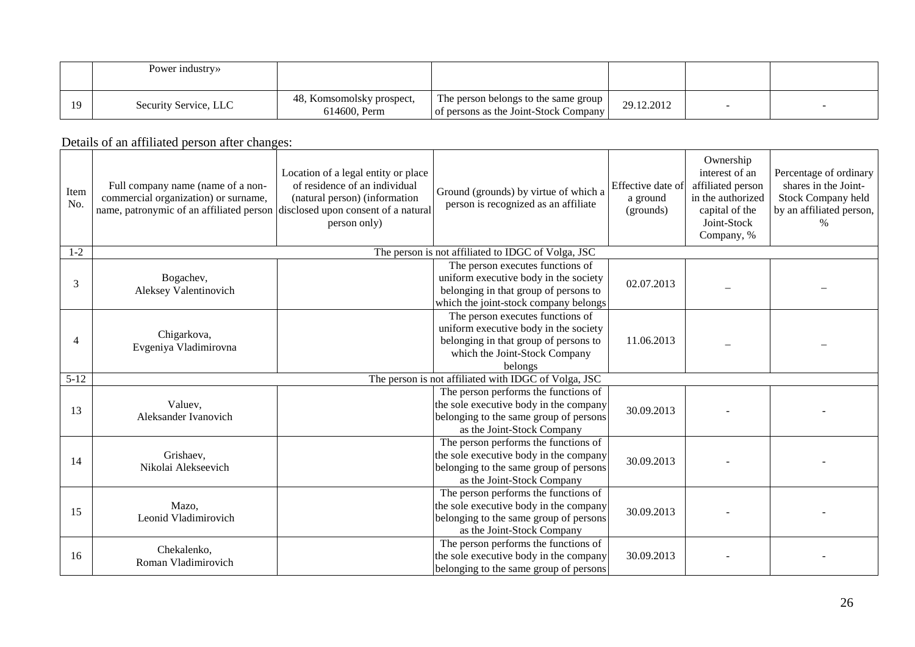| | Power industry» | | | | | |
|---|---|---|---|---|---|---|
| 19 | Security Service, LLC | 48, Komsomolsky prospect, 614600, Perm | The person belongs to the same group of persons as the Joint-Stock Company | 29.12.2012 | - | - |

Details of an affiliated person after changes:

| Item No. | Full company name (name of a non-commercial organization) or surname, name, patronymic of an affiliated person | Location of a legal entity or place of residence of an individual (natural person) (information disclosed upon consent of a natural person only) | Ground (grounds) by virtue of which a person is recognized as an affiliate | Effective date of a ground (grounds) | Ownership interest of an affiliated person in the authorized capital of the Joint-Stock Company, % | Percentage of ordinary shares in the Joint-Stock Company held by an affiliated person, % |
|---|---|---|---|---|---|---|
| 1-2 | The person is not affiliated to IDGC of Volga, JSC | | | | | |
| 3 | Bogachev, Aleksey Valentinovich | | The person executes functions of uniform executive body in the society belonging in that group of persons to which the joint-stock company belongs | 02.07.2013 | – | – |
| 4 | Chigarkova, Evgeniya Vladimirovna | | The person executes functions of uniform executive body in the society belonging in that group of persons to which the Joint-Stock Company belongs | 11.06.2013 | – | – |
| 5-12 | The person is not affiliated with IDGC of Volga, JSC | | | | | |
| 13 | Valuev, Aleksander Ivanovich | | The person performs the functions of the sole executive body in the company belonging to the same group of persons as the Joint-Stock Company | 30.09.2013 | - | - |
| 14 | Grishaev, Nikolai Alekseevich | | The person performs the functions of the sole executive body in the company belonging to the same group of persons as the Joint-Stock Company | 30.09.2013 | - | - |
| 15 | Mazo, Leonid Vladimirovich | | The person performs the functions of the sole executive body in the company belonging to the same group of persons as the Joint-Stock Company | 30.09.2013 | - | - |
| 16 | Chekalenko, Roman Vladimirovich | | The person performs the functions of the sole executive body in the company belonging to the same group of persons | 30.09.2013 | - | - |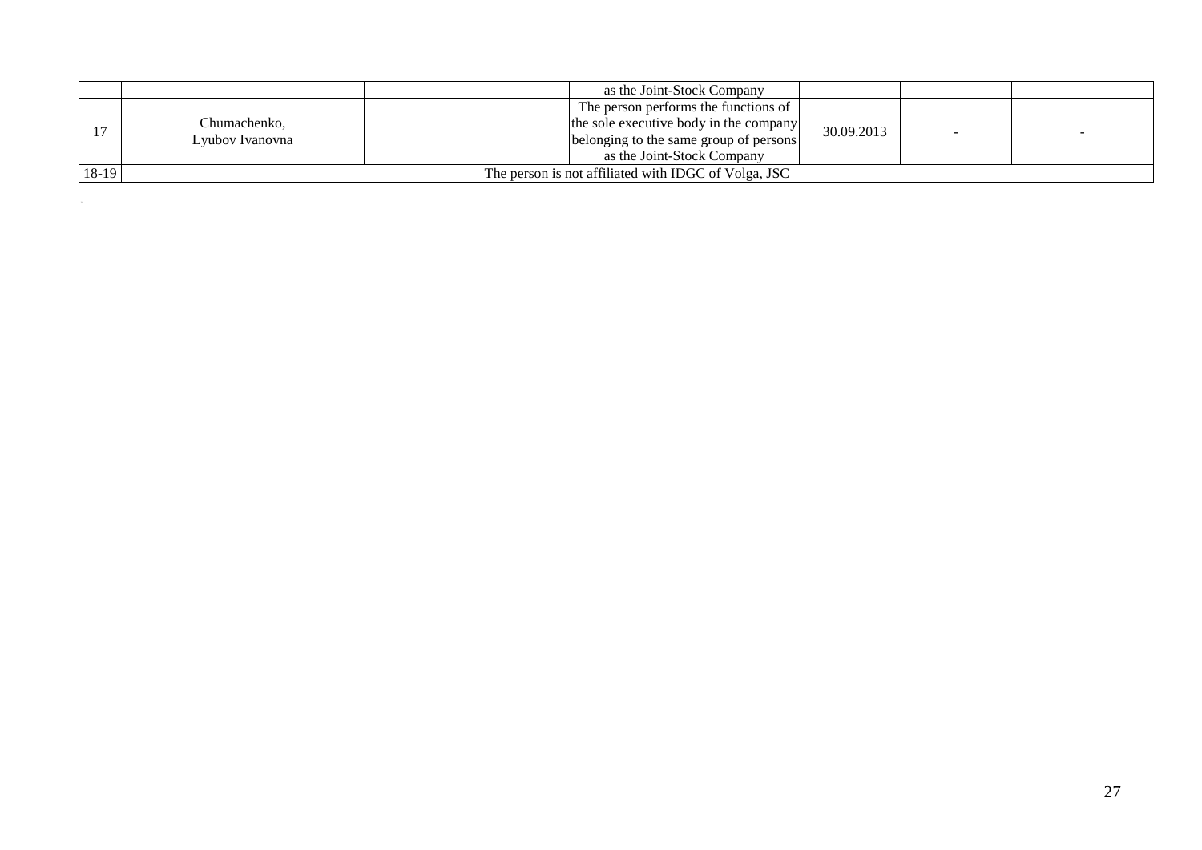| | | | | | | |
|---|---|---|---|---|---|---|
| | | | as the Joint-Stock Company | | | |
| 17 | Chumachenko, Lyubov Ivanovna | | The person performs the functions of the sole executive body in the company belonging to the same group of persons as the Joint-Stock Company | 30.09.2013 | - | - |
| 18-19 | The person is not affiliated with IDGC of Volga, JSC | | | | | |